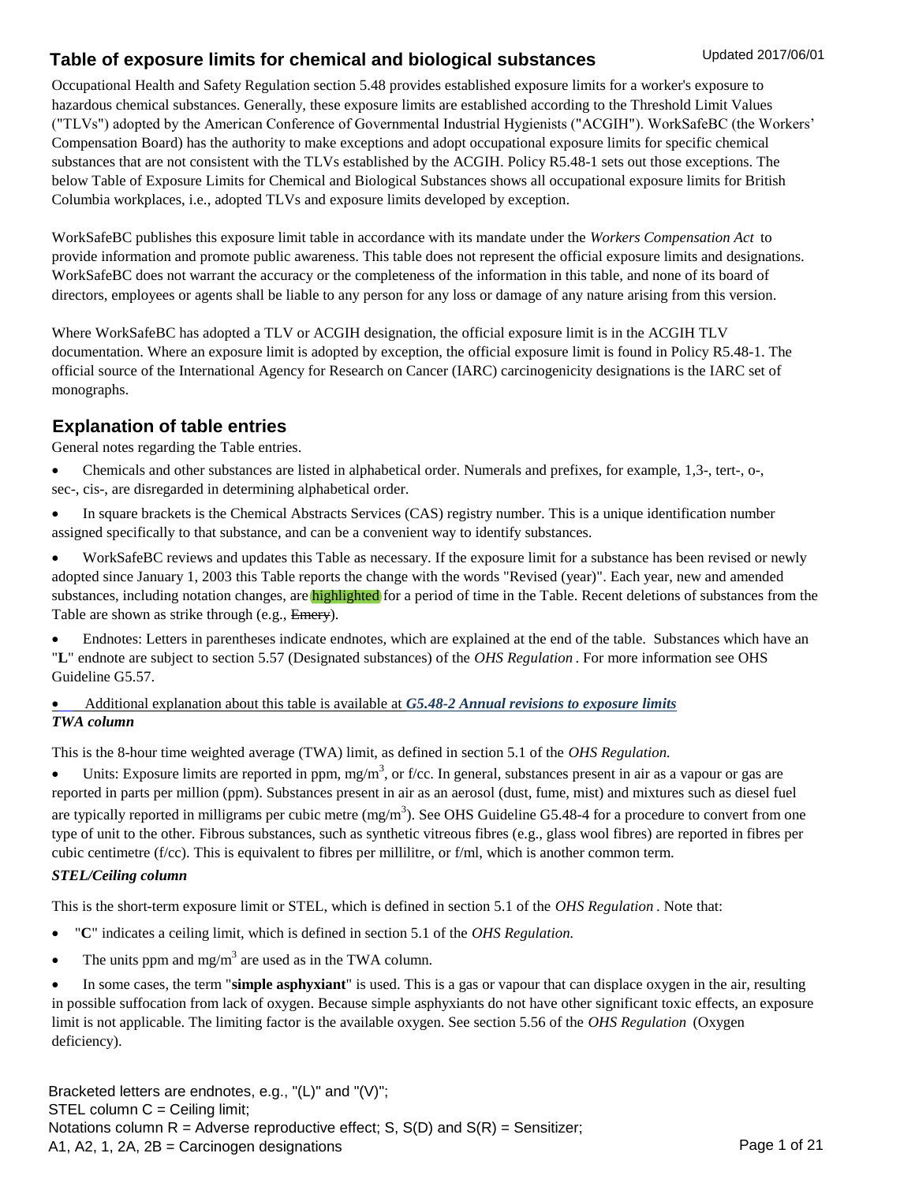# Table of exposure limits for chemical and biological substances

Updated 2017/06/01

Occupational Health and Safety Regulation section 5.48 provides established exposure limits for a worker's exposure to hazardous chemical substances. Generally, these exposure limits are established according to the Threshold Limit Values ("TLVs") adopted by the American Conference of Governmental Industrial Hygienists ("ACGIH"). WorkSafeBC (the Workers' Compensation Board) has the authority to make exceptions and adopt occupational exposure limits for specific chemical substances that are not consistent with the TLVs established by the ACGIH. Policy R5.48-1 sets out those exceptions. The below Table of Exposure Limits for Chemical and Biological Substances shows all occupational exposure limits for British Columbia workplaces, i.e., adopted TLVs and exposure limits developed by exception.

WorkSafeBC publishes this exposure limit table in accordance with its mandate under the *Workers Compensation Act* to provide information and promote public awareness. This table does not represent the official exposure limits and designations. WorkSafeBC does not warrant the accuracy or the completeness of the information in this table, and none of its board of directors, employees or agents shall be liable to any person for any loss or damage of any nature arising from this version.

Where WorkSafeBC has adopted a TLV or ACGIH designation, the official exposure limit is in the ACGIH TLV documentation. Where an exposure limit is adopted by exception, the official exposure limit is found in Policy R5.48-1. The official source of the International Agency for Research on Cancer (IARC) carcinogenicity designations is the IARC set of monographs.

## Explanation of table entries

General notes regarding the Table entries.

- Chemicals and other substances are listed in alphabetical order. Numerals and prefixes, for example, 1,3-, tert-, o-, sec-, cis-, are disregarded in determining alphabetical order.
- In square brackets is the Chemical Abstracts Services (CAS) registry number. This is a unique identification number assigned specifically to that substance, and can be a convenient way to identify substances.
- WorkSafeBC reviews and updates this Table as necessary. If the exposure limit for a substance has been revised or newly adopted since January 1, 2003 this Table reports the change with the words "Revised (year)". Each year, new and amended substances, including notation changes, are highlighted for a period of time in the Table. Recent deletions of substances from the Table are shown as strike through (e.g., ~~Emery~~).
- Endnotes: Letters in parentheses indicate endnotes, which are explained at the end of the table. Substances which have an "**L**" endnote are subject to section 5.57 (Designated substances) of the *OHS Regulation*. For more information see OHS Guideline G5.57.
- Additional explanation about this table is available at ***G5.48-2 Annual revisions to exposure limits***

### *TWA column*

This is the 8-hour time weighted average (TWA) limit, as defined in section 5.1 of the *OHS Regulation.*

- Units: Exposure limits are reported in ppm, mg/m$^3$, or f/cc. In general, substances present in air as a vapour or gas are reported in parts per million (ppm). Substances present in air as an aerosol (dust, fume, mist) and mixtures such as diesel fuel are typically reported in milligrams per cubic metre (mg/m$^3$). See OHS Guideline G5.48-4 for a procedure to convert from one type of unit to the other. Fibrous substances, such as synthetic vitreous fibres (e.g., glass wool fibres) are reported in fibres per cubic centimetre (f/cc). This is equivalent to fibres per millilitre, or f/ml, which is another common term.

### *STEL/Ceiling column*

This is the short-term exposure limit or STEL, which is defined in section 5.1 of the *OHS Regulation*. Note that:

- "**C**" indicates a ceiling limit, which is defined in section 5.1 of the *OHS Regulation.*
- The units ppm and mg/m$^3$ are used as in the TWA column.
- In some cases, the term "**simple asphyxiant**" is used. This is a gas or vapour that can displace oxygen in the air, resulting in possible suffocation from lack of oxygen. Because simple asphyxiants do not have other significant toxic effects, an exposure limit is not applicable. The limiting factor is the available oxygen. See section 5.56 of the *OHS Regulation* (Oxygen deficiency).

Bracketed letters are endnotes, e.g., "(L)" and "(V)";
STEL column C = Ceiling limit;
Notations column R = Adverse reproductive effect; S, S(D) and S(R) = Sensitizer;
A1, A2, 1, 2A, 2B = Carcinogen designations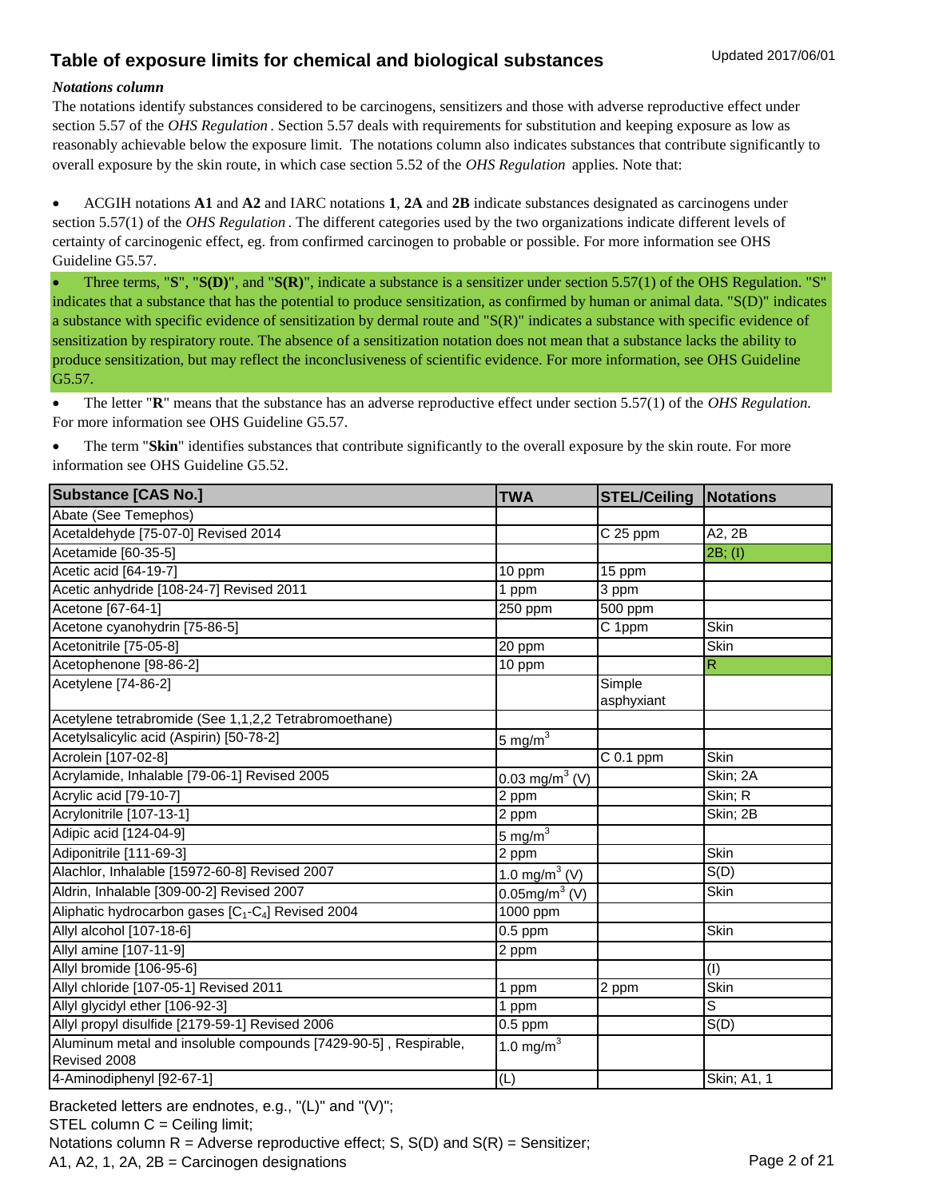## Table of exposure limits for chemical and biological substances

Updated 2017/06/01

***Notations column***

The notations identify substances considered to be carcinogens, sensitizers and those with adverse reproductive effect under section 5.57 of the *OHS Regulation*. Section 5.57 deals with requirements for substitution and keeping exposure as low as reasonably achievable below the exposure limit. The notations column also indicates substances that contribute significantly to overall exposure by the skin route, in which case section 5.52 of the *OHS Regulation* applies. Note that:

- ACGIH notations **A1** and **A2** and IARC notations **1**, **2A** and **2B** indicate substances designated as carcinogens under section 5.57(1) of the *OHS Regulation*. The different categories used by the two organizations indicate different levels of certainty of carcinogenic effect, eg. from confirmed carcinogen to probable or possible. For more information see OHS Guideline G5.57.
- Three terms, "**S**", "**S(D)**", and "**S(R)**", indicate a substance is a sensitizer under section 5.57(1) of the OHS Regulation. "S" indicates that a substance that has the potential to produce sensitization, as confirmed by human or animal data. "S(D)" indicates a substance with specific evidence of sensitization by dermal route and "S(R)" indicates a substance with specific evidence of sensitization by respiratory route. The absence of a sensitization notation does not mean that a substance lacks the ability to produce sensitization, but may reflect the inconclusiveness of scientific evidence. For more information, see OHS Guideline G5.57.
- The letter "**R**" means that the substance has an adverse reproductive effect under section 5.57(1) of the *OHS Regulation.* For more information see OHS Guideline G5.57.
- The term "**Skin**" identifies substances that contribute significantly to the overall exposure by the skin route. For more information see OHS Guideline G5.52.

| Substance [CAS No.] | TWA | STEL/Ceiling | Notations |
|---|---|---|---|
| Abate (See Temephos) | | | |
| Acetaldehyde [75-07-0] Revised 2014 | | C 25 ppm | A2, 2B |
| Acetamide [60-35-5] | | | 2B; (I) |
| Acetic acid [64-19-7] | 10 ppm | 15 ppm | |
| Acetic anhydride [108-24-7] Revised 2011 | 1 ppm | 3 ppm | |
| Acetone [67-64-1] | 250 ppm | 500 ppm | |
| Acetone cyanohydrin [75-86-5] | | C 1ppm | Skin |
| Acetonitrile [75-05-8] | 20 ppm | | Skin |
| Acetophenone [98-86-2] | 10 ppm | | R |
| Acetylene [74-86-2] | | Simple asphyxiant | |
| Acetylene tetrabromide (See 1,1,2,2 Tetrabromoethane) | | | |
| Acetylsalicylic acid (Aspirin) [50-78-2] | 5 $mg/m^3$ | | |
| Acrolein [107-02-8] | | C 0.1 ppm | Skin |
| Acrylamide, Inhalable [79-06-1] Revised 2005 | 0.03 $mg/m^3$ (V) | | Skin; 2A |
| Acrylic acid [79-10-7] | 2 ppm | | Skin; R |
| Acrylonitrile [107-13-1] | 2 ppm | | Skin; 2B |
| Adipic acid [124-04-9] | 5 $mg/m^3$ | | |
| Adiponitrile [111-69-3] | 2 ppm | | Skin |
| Alachlor, Inhalable [15972-60-8] Revised 2007 | 1.0 $mg/m^3$ (V) | | S(D) |
| Aldrin, Inhalable [309-00-2] Revised 2007 | 0.05$mg/m^3$ (V) | | Skin |
| Aliphatic hydrocarbon gases [$C_1$-$C_4$] Revised 2004 | 1000 ppm | | |
| Allyl alcohol [107-18-6] | 0.5 ppm | | Skin |
| Allyl amine [107-11-9] | 2 ppm | | |
| Allyl bromide [106-95-6] | | | (I) |
| Allyl chloride [107-05-1] Revised 2011 | 1 ppm | 2 ppm | Skin |
| Allyl glycidyl ether [106-92-3] | 1 ppm | | S |
| Allyl propyl disulfide [2179-59-1] Revised 2006 | 0.5 ppm | | S(D) |
| Aluminum metal and insoluble compounds [7429-90-5] , Respirable, Revised 2008 | 1.0 $mg/m^3$ | | |
| 4-Aminodiphenyl [92-67-1] | (L) | | Skin; A1, 1 |

Bracketed letters are endnotes, e.g., "(L)" and "(V)";
STEL column C = Ceiling limit;
Notations column R = Adverse reproductive effect; S, S(D) and S(R) = Sensitizer;
A1, A2, 1, 2A, 2B = Carcinogen designations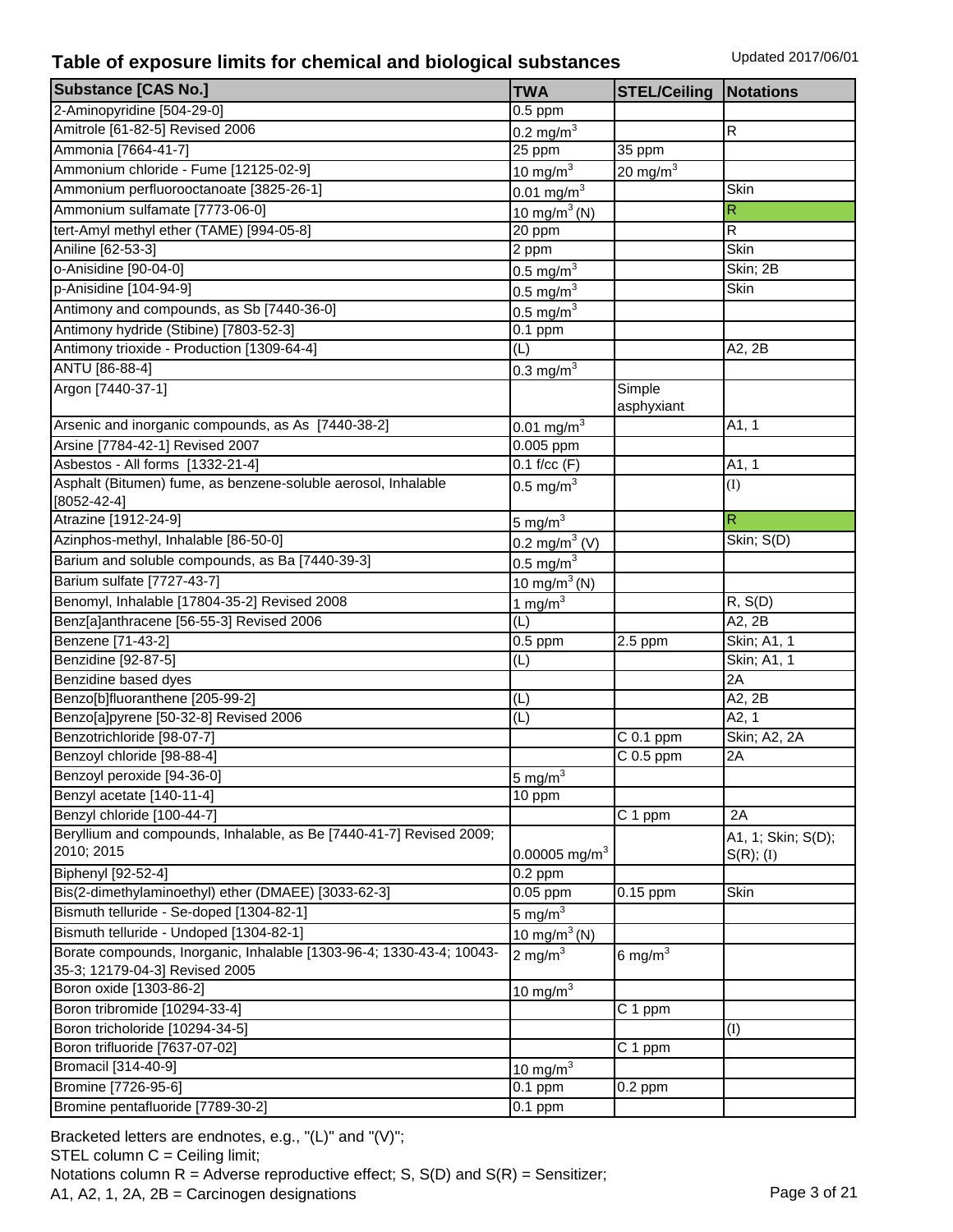## Table of exposure limits for chemical and biological substances

Updated 2017/06/01

| Substance [CAS No.] | TWA | STEL/Ceiling | Notations |
|---|---|---|---|
| 2-Aminopyridine [504-29-0] | 0.5 ppm | | |
| Amitrole [61-82-5] Revised 2006 | 0.2 mg/m$^3$ | | R |
| Ammonia [7664-41-7] | 25 ppm | 35 ppm | |
| Ammonium chloride - Fume [12125-02-9] | 10 mg/m$^3$ | 20 mg/m$^3$ | |
| Ammonium perfluorooctanoate [3825-26-1] | 0.01 mg/m$^3$ | | Skin |
| Ammonium sulfamate [7773-06-0] | 10 mg/m$^3$ (N) | | R |
| tert-Amyl methyl ether (TAME) [994-05-8] | 20 ppm | | R |
| Aniline [62-53-3] | 2 ppm | | Skin |
| o-Anisidine [90-04-0] | 0.5 mg/m$^3$ | | Skin; 2B |
| p-Anisidine [104-94-9] | 0.5 mg/m$^3$ | | Skin |
| Antimony and compounds, as Sb [7440-36-0] | 0.5 mg/m$^3$ | | |
| Antimony hydride (Stibine) [7803-52-3] | 0.1 ppm | | |
| Antimony trioxide - Production [1309-64-4] | (L) | | A2, 2B |
| ANTU [86-88-4] | 0.3 mg/m$^3$ | | |
| Argon [7440-37-1] | | Simple asphyxiant | |
| Arsenic and inorganic compounds, as As [7440-38-2] | 0.01 mg/m$^3$ | | A1, 1 |
| Arsine [7784-42-1] Revised 2007 | 0.005 ppm | | |
| Asbestos - All forms [1332-21-4] | 0.1 f/cc (F) | | A1, 1 |
| Asphalt (Bitumen) fume, as benzene-soluble aerosol, Inhalable [8052-42-4] | 0.5 mg/m$^3$ | | (I) |
| Atrazine [1912-24-9] | 5 mg/m$^3$ | | R |
| Azinphos-methyl, Inhalable [86-50-0] | 0.2 mg/m$^3$ (V) | | Skin; S(D) |
| Barium and soluble compounds, as Ba [7440-39-3] | 0.5 mg/m$^3$ | | |
| Barium sulfate [7727-43-7] | 10 mg/m$^3$ (N) | | |
| Benomyl, Inhalable [17804-35-2] Revised 2008 | 1 mg/m$^3$ | | R, S(D) |
| Benz[a]anthracene [56-55-3] Revised 2006 | (L) | | A2, 2B |
| Benzene [71-43-2] | 0.5 ppm | 2.5 ppm | Skin; A1, 1 |
| Benzidine [92-87-5] | (L) | | Skin; A1, 1 |
| Benzidine based dyes | | | 2A |
| Benzo[b]fluoranthene [205-99-2] | (L) | | A2, 2B |
| Benzo[a]pyrene [50-32-8] Revised 2006 | (L) | | A2, 1 |
| Benzotrichloride [98-07-7] | | C 0.1 ppm | Skin; A2, 2A |
| Benzoyl chloride [98-88-4] | | C 0.5 ppm | 2A |
| Benzoyl peroxide [94-36-0] | 5 mg/m$^3$ | | |
| Benzyl acetate [140-11-4] | 10 ppm | | |
| Benzyl chloride [100-44-7] | | C 1 ppm | 2A |
| Beryllium and compounds, Inhalable, as Be [7440-41-7] Revised 2009; 2010; 2015 | 0.00005 mg/m$^3$ | | A1, 1; Skin; S(D); S(R); (I) |
| Biphenyl [92-52-4] | 0.2 ppm | | |
| Bis(2-dimethylaminoethyl) ether (DMAEE) [3033-62-3] | 0.05 ppm | 0.15 ppm | Skin |
| Bismuth telluride - Se-doped [1304-82-1] | 5 mg/m$^3$ | | |
| Bismuth telluride - Undoped [1304-82-1] | 10 mg/m$^3$ (N) | | |
| Borate compounds, Inorganic, Inhalable [1303-96-4; 1330-43-4; 10043-35-3; 12179-04-3] Revised 2005 | 2 mg/m$^3$ | 6 mg/m$^3$ | |
| Boron oxide [1303-86-2] | 10 mg/m$^3$ | | |
| Boron tribromide [10294-33-4] | | C 1 ppm | |
| Boron tricholoride [10294-34-5] | | | (I) |
| Boron trifluoride [7637-07-02] | | C 1 ppm | |
| Bromacil [314-40-9] | 10 mg/m$^3$ | | |
| Bromine [7726-95-6] | 0.1 ppm | 0.2 ppm | |
| Bromine pentafluoride [7789-30-2] | 0.1 ppm | | |

Bracketed letters are endnotes, e.g., "(L)" and "(V)";
STEL column C = Ceiling limit;
Notations column R = Adverse reproductive effect; S, S(D) and S(R) = Sensitizer;
A1, A2, 1, 2A, 2B = Carcinogen designations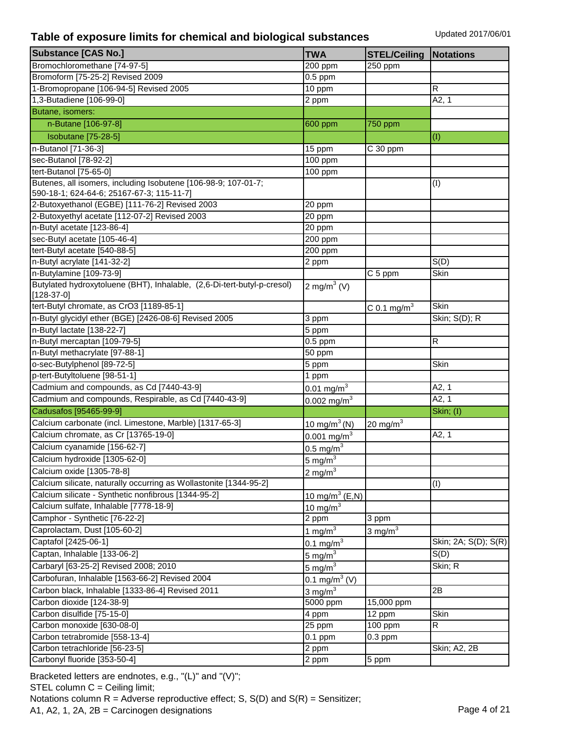## Table of exposure limits for chemical and biological substances

Updated 2017/06/01

| Substance [CAS No.] | TWA | STEL/Ceiling | Notations |
|---|---|---|---|
| Bromochloromethane [74-97-5] | 200 ppm | 250 ppm | |
| Bromoform [75-25-2] Revised 2009 | 0.5 ppm | | |
| 1-Bromopropane [106-94-5] Revised 2005 | 10 ppm | | R |
| 1,3-Butadiene [106-99-0] | 2 ppm | | A2, 1 |
| Butane, isomers: | | | |
| n-Butane [106-97-8] | 600 ppm | 750 ppm | |
| Isobutane [75-28-5] | | | (I) |
| n-Butanol [71-36-3] | 15 ppm | C 30 ppm | |
| sec-Butanol [78-92-2] | 100 ppm | | |
| tert-Butanol [75-65-0] | 100 ppm | | |
| Butenes, all isomers, including Isobutene [106-98-9; 107-01-7; 590-18-1; 624-64-6; 25167-67-3; 115-11-7] | | | (I) |
| 2-Butoxyethanol (EGBE) [111-76-2] Revised 2003 | 20 ppm | | |
| 2-Butoxyethyl acetate [112-07-2] Revised 2003 | 20 ppm | | |
| n-Butyl acetate [123-86-4] | 20 ppm | | |
| sec-Butyl acetate [105-46-4] | 200 ppm | | |
| tert-Butyl acetate [540-88-5] | 200 ppm | | |
| n-Butyl acrylate [141-32-2] | 2 ppm | | S(D) |
| n-Butylamine [109-73-9] | | C 5 ppm | Skin |
| Butylated hydroxytoluene (BHT), Inhalable, (2,6-Di-tert-butyl-p-cresol) [128-37-0] | 2 $mg/m^3$ (V) | | |
| tert-Butyl chromate, as $CrO_3$ [1189-85-1] | | C 0.1 $mg/m^3$ | Skin |
| n-Butyl glycidyl ether (BGE) [2426-08-6] Revised 2005 | 3 ppm | | Skin; S(D); R |
| n-Butyl lactate [138-22-7] | 5 ppm | | |
| n-Butyl mercaptan [109-79-5] | 0.5 ppm | | R |
| n-Butyl methacrylate [97-88-1] | 50 ppm | | |
| o-sec-Butylphenol [89-72-5] | 5 ppm | | Skin |
| p-tert-Butyltoluene [98-51-1] | 1 ppm | | |
| Cadmium and compounds, as Cd [7440-43-9] | 0.01 $mg/m^3$ | | A2, 1 |
| Cadmium and compounds, Respirable, as Cd [7440-43-9] | 0.002 $mg/m^3$ | | A2, 1 |
| Cadusafos [95465-99-9] | | | Skin; (I) |
| Calcium carbonate (incl. Limestone, Marble) [1317-65-3] | 10 $mg/m^3$ (N) | 20 $mg/m^3$ | |
| Calcium chromate, as Cr [13765-19-0] | 0.001 $mg/m^3$ | | A2, 1 |
| Calcium cyanamide [156-62-7] | 0.5 $mg/m^3$ | | |
| Calcium hydroxide [1305-62-0] | 5 $mg/m^3$ | | |
| Calcium oxide [1305-78-8] | 2 $mg/m^3$ | | |
| Calcium silicate, naturally occurring as Wollastonite [1344-95-2] | | | (I) |
| Calcium silicate - Synthetic nonfibrous [1344-95-2] | 10 $mg/m^3$ (E,N) | | |
| Calcium sulfate, Inhalable [7778-18-9] | 10 $mg/m^3$ | | |
| Camphor - Synthetic [76-22-2] | 2 ppm | 3 ppm | |
| Caprolactam, Dust [105-60-2] | 1 $mg/m^3$ | 3 $mg/m^3$ | |
| Captafol [2425-06-1] | 0.1 $mg/m^3$ | | Skin; 2A; S(D); S(R) |
| Captan, Inhalable [133-06-2] | 5 $mg/m^3$ | | S(D) |
| Carbaryl [63-25-2] Revised 2008; 2010 | 5 $mg/m^3$ | | Skin; R |
| Carbofuran, Inhalable [1563-66-2] Revised 2004 | 0.1 $mg/m^3$ (V) | | |
| Carbon black, Inhalable [1333-86-4] Revised 2011 | 3 $mg/m^3$ | | 2B |
| Carbon dioxide [124-38-9] | 5000 ppm | 15,000 ppm | |
| Carbon disulfide [75-15-0] | 4 ppm | 12 ppm | Skin |
| Carbon monoxide [630-08-0] | 25 ppm | 100 ppm | R |
| Carbon tetrabromide [558-13-4] | 0.1 ppm | 0.3 ppm | |
| Carbon tetrachloride [56-23-5] | 2 ppm | | Skin; A2, 2B |
| Carbonyl fluoride [353-50-4] | 2 ppm | 5 ppm | |

Bracketed letters are endnotes, e.g., "(L)" and "(V)";

STEL column C = Ceiling limit;

Notations column R = Adverse reproductive effect; S, S(D) and S(R) = Sensitizer;

A1, A2, 1, 2A, 2B = Carcinogen designations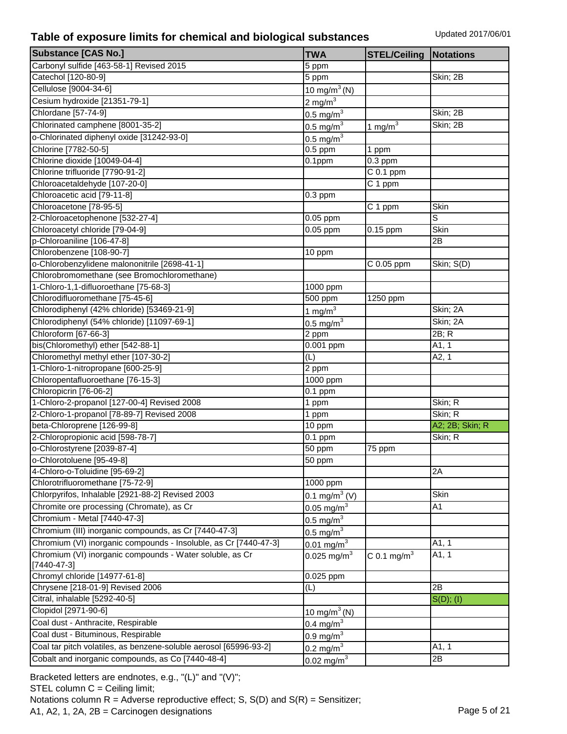## Table of exposure limits for chemical and biological substances

Updated 2017/06/01

| Substance [CAS No.] | TWA | STEL/Ceiling | Notations |
|---|---|---|---|
| Carbonyl sulfide [463-58-1] Revised 2015 | 5 ppm | | |
| Catechol [120-80-9] | 5 ppm | | Skin; 2B |
| Cellulose [9004-34-6] | 10 $mg/m^3$ (N) | | |
| Cesium hydroxide [21351-79-1] | 2 $mg/m^3$ | | |
| Chlordane [57-74-9] | 0.5 $mg/m^3$ | | Skin; 2B |
| Chlorinated camphene [8001-35-2] | 0.5 $mg/m^3$ | 1 $mg/m^3$ | Skin; 2B |
| o-Chlorinated diphenyl oxide [31242-93-0] | 0.5 $mg/m^3$ | | |
| Chlorine [7782-50-5] | 0.5 ppm | 1 ppm | |
| Chlorine dioxide [10049-04-4] | 0.1ppm | 0.3 ppm | |
| Chlorine trifluoride [7790-91-2] | | C 0.1 ppm | |
| Chloroacetaldehyde [107-20-0] | | C 1 ppm | |
| Chloroacetic acid [79-11-8] | 0.3 ppm | | |
| Chloroacetone [78-95-5] | | C 1 ppm | Skin |
| 2-Chloroacetophenone [532-27-4] | 0.05 ppm | | S |
| Chloroacetyl chloride [79-04-9] | 0.05 ppm | 0.15 ppm | Skin |
| p-Chloroaniline [106-47-8] | | | 2B |
| Chlorobenzene [108-90-7] | 10 ppm | | |
| o-Chlorobenzylidene malononitrile [2698-41-1] | | C 0.05 ppm | Skin; S(D) |
| Chlorobromomethane (see Bromochloromethane) | | | |
| 1-Chloro-1,1-difluoroethane [75-68-3] | 1000 ppm | | |
| Chlorodifluoromethane [75-45-6] | 500 ppm | 1250 ppm | |
| Chlorodiphenyl (42% chloride) [53469-21-9] | 1 $mg/m^3$ | | Skin; 2A |
| Chlorodiphenyl (54% chloride) [11097-69-1] | 0.5 $mg/m^3$ | | Skin; 2A |
| Chloroform [67-66-3] | 2 ppm | | 2B; R |
| bis(Chloromethyl) ether [542-88-1] | 0.001 ppm | | A1, 1 |
| Chloromethyl methyl ether [107-30-2] | (L) | | A2, 1 |
| 1-Chloro-1-nitropropane [600-25-9] | 2 ppm | | |
| Chloropentafluoroethane [76-15-3] | 1000 ppm | | |
| Chloropicrin [76-06-2] | 0.1 ppm | | |
| 1-Chloro-2-propanol [127-00-4] Revised 2008 | 1 ppm | | Skin; R |
| 2-Chloro-1-propanol [78-89-7] Revised 2008 | 1 ppm | | Skin; R |
| beta-Chloroprene [126-99-8] | 10 ppm | | A2; 2B; Skin; R |
| 2-Chloropropionic acid [598-78-7] | 0.1 ppm | | Skin; R |
| o-Chlorostyrene [2039-87-4] | 50 ppm | 75 ppm | |
| o-Chlorotoluene [95-49-8] | 50 ppm | | |
| 4-Chloro-o-Toluidine [95-69-2] | | | 2A |
| Chlorotrifluoromethane [75-72-9] | 1000 ppm | | |
| Chlorpyrifos, Inhalable [2921-88-2] Revised 2003 | 0.1 $mg/m^3$ (V) | | Skin |
| Chromite ore processing (Chromate), as Cr | 0.05 $mg/m^3$ | | A1 |
| Chromium - Metal [7440-47-3] | 0.5 $mg/m^3$ | | |
| Chromium (III) inorganic compounds, as Cr [7440-47-3] | 0.5 $mg/m^3$ | | |
| Chromium (VI) inorganic compounds - Insoluble, as Cr [7440-47-3] | 0.01 $mg/m^3$ | | A1, 1 |
| Chromium (VI) inorganic compounds - Water soluble, as Cr [7440-47-3] | 0.025 $mg/m^3$ | C 0.1 $mg/m^3$ | A1, 1 |
| Chromyl chloride [14977-61-8] | 0.025 ppm | | |
| Chrysene [218-01-9] Revised 2006 | (L) | | 2B |
| Citral, inhalable [5292-40-5] | | | S(D); (I) |
| Clopidol [2971-90-6] | 10 $mg/m^3$ (N) | | |
| Coal dust - Anthracite, Respirable | 0.4 $mg/m^3$ | | |
| Coal dust - Bituminous, Respirable | 0.9 $mg/m^3$ | | |
| Coal tar pitch volatiles, as benzene-soluble aerosol [65996-93-2] | 0.2 $mg/m^3$ | | A1, 1 |
| Cobalt and inorganic compounds, as Co [7440-48-4] | 0.02 $mg/m^3$ | | 2B |

Bracketed letters are endnotes, e.g., "(L)" and "(V)";
STEL column C = Ceiling limit;
Notations column R = Adverse reproductive effect; S, S(D) and S(R) = Sensitizer;
A1, A2, 1, 2A, 2B = Carcinogen designations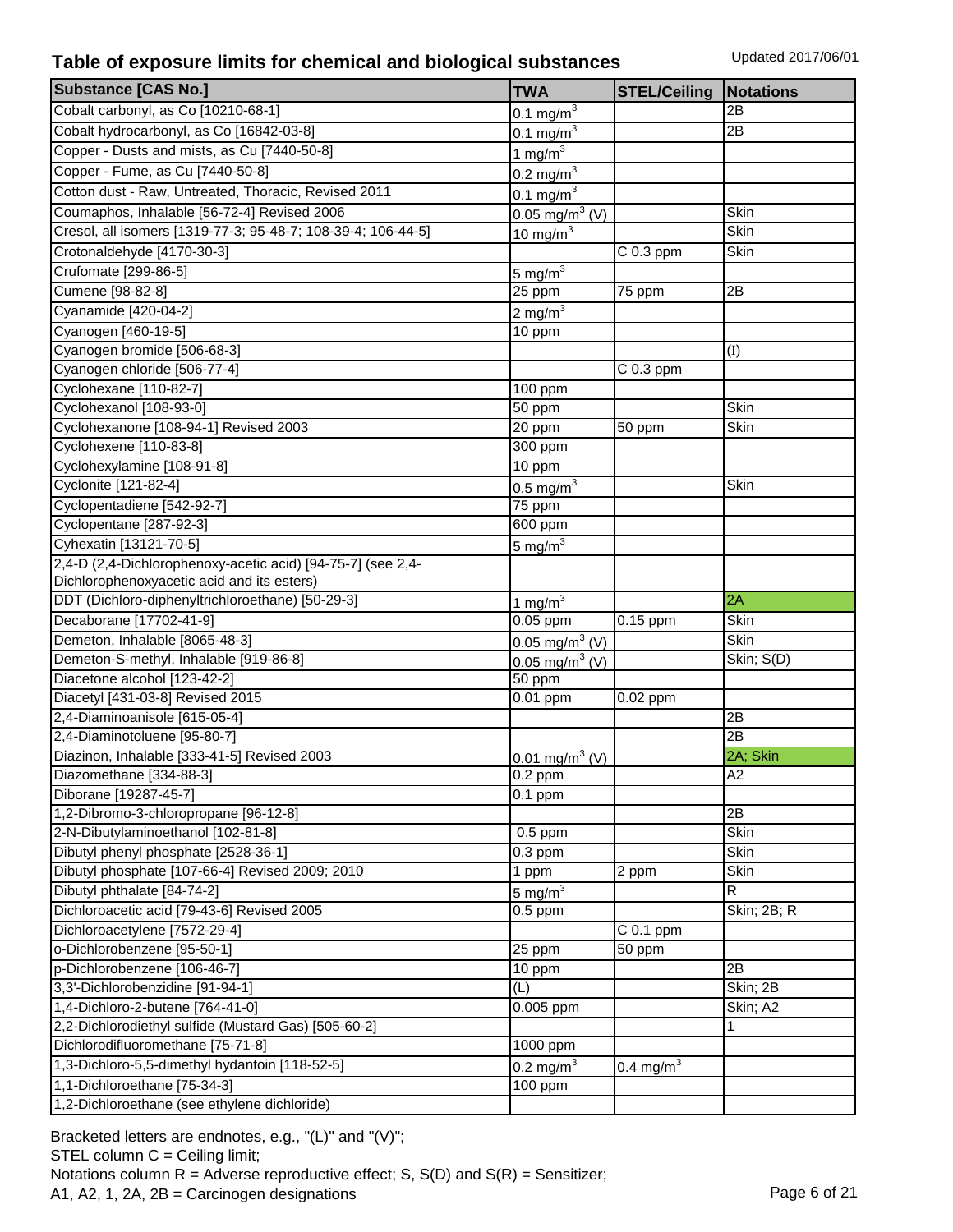## Table of exposure limits for chemical and biological substances

Updated 2017/06/01

| Substance [CAS No.] | TWA | STEL/Ceiling | Notations |
|---|---|---|---|
| Cobalt carbonyl, as Co [10210-68-1] | 0.1 mg/m$^3$ | | 2B |
| Cobalt hydrocarbonyl, as Co [16842-03-8] | 0.1 mg/m$^3$ | | 2B |
| Copper - Dusts and mists, as Cu [7440-50-8] | 1 mg/m$^3$ | | |
| Copper - Fume, as Cu [7440-50-8] | 0.2 mg/m$^3$ | | |
| Cotton dust - Raw, Untreated, Thoracic, Revised 2011 | 0.1 mg/m$^3$ | | |
| Coumaphos, Inhalable [56-72-4] Revised 2006 | 0.05 mg/m$^3$ (V) | | Skin |
| Cresol, all isomers [1319-77-3; 95-48-7; 108-39-4; 106-44-5] | 10 mg/m$^3$ | | Skin |
| Crotonaldehyde [4170-30-3] | | C 0.3 ppm | Skin |
| Crufomate [299-86-5] | 5 mg/m$^3$ | | |
| Cumene [98-82-8] | 25 ppm | 75 ppm | 2B |
| Cyanamide [420-04-2] | 2 mg/m$^3$ | | |
| Cyanogen [460-19-5] | 10 ppm | | |
| Cyanogen bromide [506-68-3] | | | (I) |
| Cyanogen chloride [506-77-4] | | C 0.3 ppm | |
| Cyclohexane [110-82-7] | 100 ppm | | |
| Cyclohexanol [108-93-0] | 50 ppm | | Skin |
| Cyclohexanone [108-94-1] Revised 2003 | 20 ppm | 50 ppm | Skin |
| Cyclohexene [110-83-8] | 300 ppm | | |
| Cyclohexylamine [108-91-8] | 10 ppm | | |
| Cyclonite [121-82-4] | 0.5 mg/m$^3$ | | Skin |
| Cyclopentadiene [542-92-7] | 75 ppm | | |
| Cyclopentane [287-92-3] | 600 ppm | | |
| Cyhexatin [13121-70-5] | 5 mg/m$^3$ | | |
| 2,4-D (2,4-Dichlorophenoxy-acetic acid) [94-75-7] (see 2,4-Dichlorophenoxyacetic acid and its esters) | | | |
| DDT (Dichloro-diphenyltrichloroethane) [50-29-3] | 1 mg/m$^3$ | | 2A |
| Decaborane [17702-41-9] | 0.05 ppm | 0.15 ppm | Skin |
| Demeton, Inhalable [8065-48-3] | 0.05 mg/m$^3$ (V) | | Skin |
| Demeton-S-methyl, Inhalable [919-86-8] | 0.05 mg/m$^3$ (V) | | Skin; S(D) |
| Diacetone alcohol [123-42-2] | 50 ppm | | |
| Diacetyl [431-03-8] Revised 2015 | 0.01 ppm | 0.02 ppm | |
| 2,4-Diaminoanisole [615-05-4] | | | 2B |
| 2,4-Diaminotoluene [95-80-7] | | | 2B |
| Diazinon, Inhalable [333-41-5] Revised 2003 | 0.01 mg/m$^3$ (V) | | 2A; Skin |
| Diazomethane [334-88-3] | 0.2 ppm | | A2 |
| Diborane [19287-45-7] | 0.1 ppm | | |
| 1,2-Dibromo-3-chloropropane [96-12-8] | | | 2B |
| 2-N-Dibutylaminoethanol [102-81-8] | 0.5 ppm | | Skin |
| Dibutyl phenyl phosphate [2528-36-1] | 0.3 ppm | | Skin |
| Dibutyl phosphate [107-66-4] Revised 2009; 2010 | 1 ppm | 2 ppm | Skin |
| Dibutyl phthalate [84-74-2] | 5 mg/m$^3$ | | R |
| Dichloroacetic acid [79-43-6] Revised 2005 | 0.5 ppm | | Skin; 2B; R |
| Dichloroacetylene [7572-29-4] | | C 0.1 ppm | |
| o-Dichlorobenzene [95-50-1] | 25 ppm | 50 ppm | |
| p-Dichlorobenzene [106-46-7] | 10 ppm | | 2B |
| 3,3'-Dichlorobenzidine [91-94-1] | (L) | | Skin; 2B |
| 1,4-Dichloro-2-butene [764-41-0] | 0.005 ppm | | Skin; A2 |
| 2,2-Dichlorodiethyl sulfide (Mustard Gas) [505-60-2] | | | 1 |
| Dichlorodifluoromethane [75-71-8] | 1000 ppm | | |
| 1,3-Dichloro-5,5-dimethyl hydantoin [118-52-5] | 0.2 mg/m$^3$ | 0.4 mg/m$^3$ | |
| 1,1-Dichloroethane [75-34-3] | 100 ppm | | |
| 1,2-Dichloroethane (see ethylene dichloride) | | | |

Bracketed letters are endnotes, e.g., "(L)" and "(V)";
STEL column C = Ceiling limit;
Notations column R = Adverse reproductive effect; S, S(D) and S(R) = Sensitizer;
A1, A2, 1, 2A, 2B = Carcinogen designations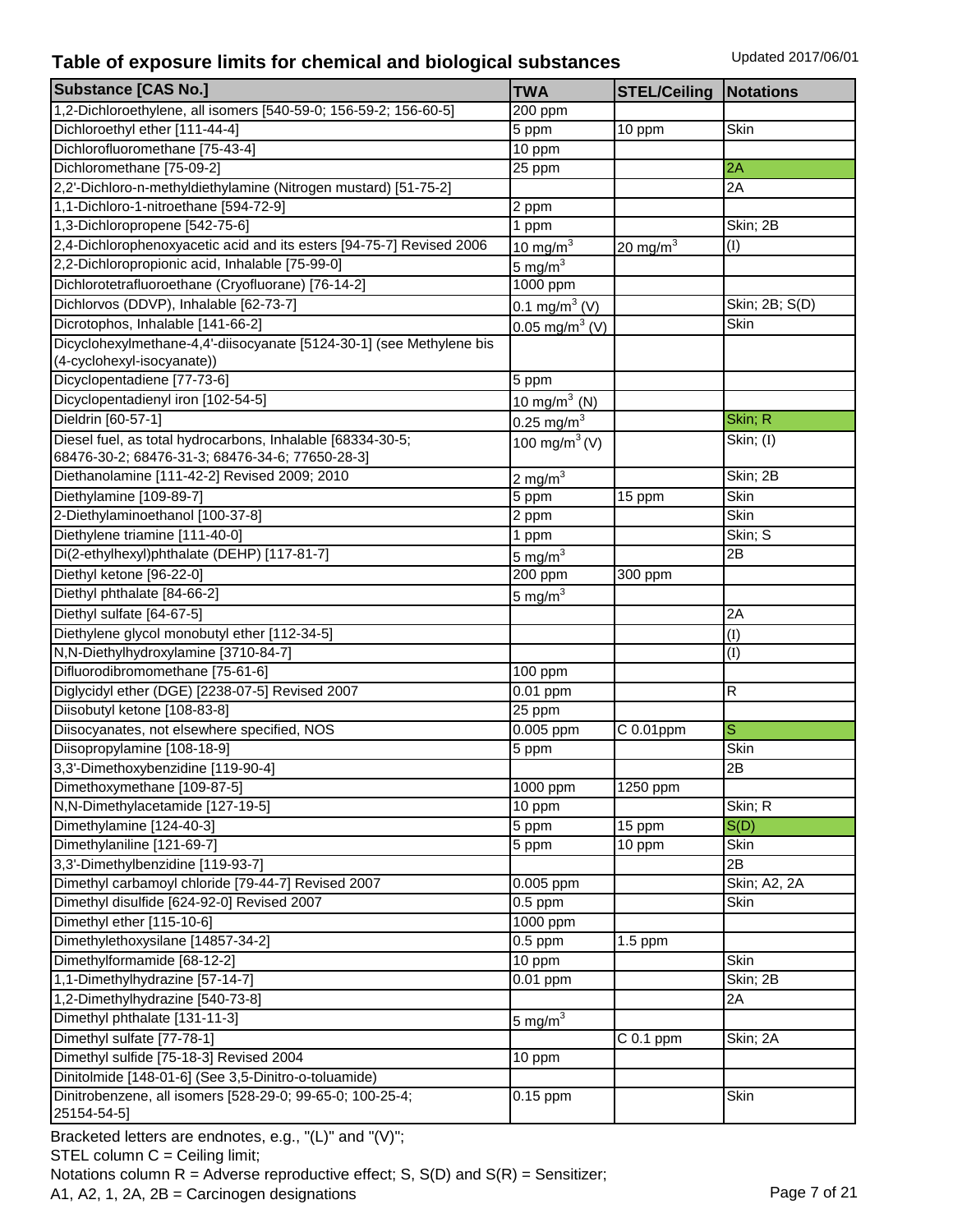# Table of exposure limits for chemical and biological substances

Updated 2017/06/01

| Substance [CAS No.] | TWA | STEL/Ceiling | Notations |
|---|---|---|---|
| 1,2-Dichloroethylene, all isomers [540-59-0; 156-59-2; 156-60-5] | 200 ppm | | |
| Dichloroethyl ether [111-44-4] | 5 ppm | 10 ppm | Skin |
| Dichlorofluoromethane [75-43-4] | 10 ppm | | |
| Dichloromethane [75-09-2] | 25 ppm | | 2A |
| 2,2'-Dichloro-n-methyldiethylamine (Nitrogen mustard) [51-75-2] | | | 2A |
| 1,1-Dichloro-1-nitroethane [594-72-9] | 2 ppm | | |
| 1,3-Dichloropropene [542-75-6] | 1 ppm | | Skin; 2B |
| 2,4-Dichlorophenoxyacetic acid and its esters [94-75-7] Revised 2006 | 10 mg/m$^3$ | 20 mg/m$^3$ | (I) |
| 2,2-Dichloropropionic acid, Inhalable [75-99-0] | 5 mg/m$^3$ | | |
| Dichlorotetrafluoroethane (Cryofluorane) [76-14-2] | 1000 ppm | | |
| Dichlorvos (DDVP), Inhalable [62-73-7] | 0.1 mg/m$^3$ (V) | | Skin; 2B; S(D) |
| Dicrotophos, Inhalable [141-66-2] | 0.05 mg/m$^3$ (V) | | Skin |
| Dicyclohexylmethane-4,4'-diisocyanate [5124-30-1] (see Methylene bis (4-cyclohexyl-isocyanate)) | | | |
| Dicyclopentadiene [77-73-6] | 5 ppm | | |
| Dicyclopentadienyl iron [102-54-5] | 10 mg/m$^3$ (N) | | |
| Dieldrin [60-57-1] | 0.25 mg/m$^3$ | | Skin; R |
| Diesel fuel, as total hydrocarbons, Inhalable [68334-30-5; 68476-30-2; 68476-31-3; 68476-34-6; 77650-28-3] | 100 mg/m$^3$ (V) | | Skin; (I) |
| Diethanolamine [111-42-2] Revised 2009; 2010 | 2 mg/m$^3$ | | Skin; 2B |
| Diethylamine [109-89-7] | 5 ppm | 15 ppm | Skin |
| 2-Diethylaminoethanol [100-37-8] | 2 ppm | | Skin |
| Diethylene triamine [111-40-0] | 1 ppm | | Skin; S |
| Di(2-ethylhexyl)phthalate (DEHP) [117-81-7] | 5 mg/m$^3$ | | 2B |
| Diethyl ketone [96-22-0] | 200 ppm | 300 ppm | |
| Diethyl phthalate [84-66-2] | 5 mg/m$^3$ | | |
| Diethyl sulfate [64-67-5] | | | 2A |
| Diethylene glycol monobutyl ether [112-34-5] | | | (I) |
| N,N-Diethylhydroxylamine [3710-84-7] | | | (I) |
| Difluorodibromomethane [75-61-6] | 100 ppm | | |
| Diglycidyl ether (DGE) [2238-07-5] Revised 2007 | 0.01 ppm | | R |
| Diisobutyl ketone [108-83-8] | 25 ppm | | |
| Diisocyanates, not elsewhere specified, NOS | 0.005 ppm | C 0.01ppm | S |
| Diisopropylamine [108-18-9] | 5 ppm | | Skin |
| 3,3'-Dimethoxybenzidine [119-90-4] | | | 2B |
| Dimethoxymethane [109-87-5] | 1000 ppm | 1250 ppm | |
| N,N-Dimethylacetamide [127-19-5] | 10 ppm | | Skin; R |
| Dimethylamine [124-40-3] | 5 ppm | 15 ppm | S(D) |
| Dimethylaniline [121-69-7] | 5 ppm | 10 ppm | Skin |
| 3,3'-Dimethylbenzidine [119-93-7] | | | 2B |
| Dimethyl carbamoyl chloride [79-44-7] Revised 2007 | 0.005 ppm | | Skin; A2, 2A |
| Dimethyl disulfide [624-92-0] Revised 2007 | 0.5 ppm | | Skin |
| Dimethyl ether [115-10-6] | 1000 ppm | | |
| Dimethylethoxysilane [14857-34-2] | 0.5 ppm | 1.5 ppm | |
| Dimethylformamide [68-12-2] | 10 ppm | | Skin |
| 1,1-Dimethylhydrazine [57-14-7] | 0.01 ppm | | Skin; 2B |
| 1,2-Dimethylhydrazine [540-73-8] | | | 2A |
| Dimethyl phthalate [131-11-3] | 5 mg/m$^3$ | | |
| Dimethyl sulfate [77-78-1] | | C 0.1 ppm | Skin; 2A |
| Dimethyl sulfide [75-18-3] Revised 2004 | 10 ppm | | |
| Dinitolmide [148-01-6] (See 3,5-Dinitro-o-toluamide) | | | |
| Dinitrobenzene, all isomers [528-29-0; 99-65-0; 100-25-4; 25154-54-5] | 0.15 ppm | | Skin |

Bracketed letters are endnotes, e.g., "(L)" and "(V)";
STEL column C = Ceiling limit;
Notations column R = Adverse reproductive effect; S, S(D) and S(R) = Sensitizer;
A1, A2, 1, 2A, 2B = Carcinogen designations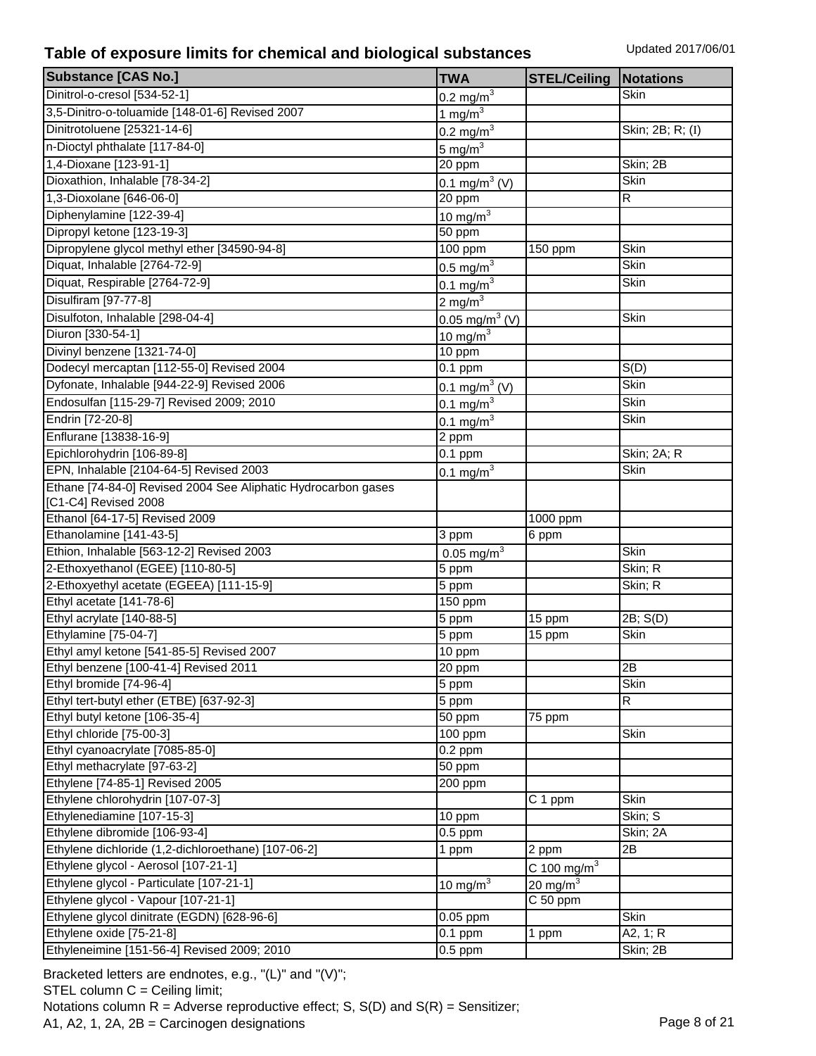## Table of exposure limits for chemical and biological substances

Updated 2017/06/01

| Substance [CAS No.] | TWA | STEL/Ceiling | Notations |
|---|---|---|---|
| Dinitrol-o-cresol [534-52-1] | 0.2 $mg/m^3$ | | Skin |
| 3,5-Dinitro-o-toluamide [148-01-6] Revised 2007 | 1 $mg/m^3$ | | |
| Dinitrotoluene [25321-14-6] | 0.2 $mg/m^3$ | | Skin; 2B; R; (I) |
| n-Dioctyl phthalate [117-84-0] | 5 $mg/m^3$ | | |
| 1,4-Dioxane [123-91-1] | 20 ppm | | Skin; 2B |
| Dioxathion, Inhalable [78-34-2] | 0.1 $mg/m^3$ (V) | | Skin |
| 1,3-Dioxolane [646-06-0] | 20 ppm | | R |
| Diphenylamine [122-39-4] | 10 $mg/m^3$ | | |
| Dipropyl ketone [123-19-3] | 50 ppm | | |
| Dipropylene glycol methyl ether [34590-94-8] | 100 ppm | 150 ppm | Skin |
| Diquat, Inhalable [2764-72-9] | 0.5 $mg/m^3$ | | Skin |
| Diquat, Respirable [2764-72-9] | 0.1 $mg/m^3$ | | Skin |
| Disulfiram [97-77-8] | 2 $mg/m^3$ | | |
| Disulfoton, Inhalable [298-04-4] | 0.05 $mg/m^3$ (V) | | Skin |
| Diuron [330-54-1] | 10 $mg/m^3$ | | |
| Divinyl benzene [1321-74-0] | 10 ppm | | |
| Dodecyl mercaptan [112-55-0] Revised 2004 | 0.1 ppm | | S(D) |
| Dyfonate, Inhalable [944-22-9] Revised 2006 | 0.1 $mg/m^3$ (V) | | Skin |
| Endosulfan [115-29-7] Revised 2009; 2010 | 0.1 $mg/m^3$ | | Skin |
| Endrin [72-20-8] | 0.1 $mg/m^3$ | | Skin |
| Enflurane [13838-16-9] | 2 ppm | | |
| Epichlorohydrin [106-89-8] | 0.1 ppm | | Skin; 2A; R |
| EPN, Inhalable [2104-64-5] Revised 2003 | 0.1 $mg/m^3$ | | Skin |
| Ethane [74-84-0] Revised 2004 See Aliphatic Hydrocarbon gases [C1-C4] Revised 2008 | | | |
| Ethanol [64-17-5] Revised 2009 | | 1000 ppm | |
| Ethanolamine [141-43-5] | 3 ppm | 6 ppm | |
| Ethion, Inhalable [563-12-2] Revised 2003 | 0.05 $mg/m^3$ | | Skin |
| 2-Ethoxyethanol (EGEE) [110-80-5] | 5 ppm | | Skin; R |
| 2-Ethoxyethyl acetate (EGEEA) [111-15-9] | 5 ppm | | Skin; R |
| Ethyl acetate [141-78-6] | 150 ppm | | |
| Ethyl acrylate [140-88-5] | 5 ppm | 15 ppm | 2B; S(D) |
| Ethylamine [75-04-7] | 5 ppm | 15 ppm | Skin |
| Ethyl amyl ketone [541-85-5] Revised 2007 | 10 ppm | | |
| Ethyl benzene [100-41-4] Revised 2011 | 20 ppm | | 2B |
| Ethyl bromide [74-96-4] | 5 ppm | | Skin |
| Ethyl tert-butyl ether (ETBE) [637-92-3] | 5 ppm | | R |
| Ethyl butyl ketone [106-35-4] | 50 ppm | 75 ppm | |
| Ethyl chloride [75-00-3] | 100 ppm | | Skin |
| Ethyl cyanoacrylate [7085-85-0] | 0.2 ppm | | |
| Ethyl methacrylate [97-63-2] | 50 ppm | | |
| Ethylene [74-85-1] Revised 2005 | 200 ppm | | |
| Ethylene chlorohydrin [107-07-3] | | C 1 ppm | Skin |
| Ethylenediamine [107-15-3] | 10 ppm | | Skin; S |
| Ethylene dibromide [106-93-4] | 0.5 ppm | | Skin; 2A |
| Ethylene dichloride (1,2-dichloroethane) [107-06-2] | 1 ppm | 2 ppm | 2B |
| Ethylene glycol - Aerosol [107-21-1] | | C 100 $mg/m^3$ | |
| Ethylene glycol - Particulate [107-21-1] | 10 $mg/m^3$ | 20 $mg/m^3$ | |
| Ethylene glycol - Vapour [107-21-1] | | C 50 ppm | |
| Ethylene glycol dinitrate (EGDN) [628-96-6] | 0.05 ppm | | Skin |
| Ethylene oxide [75-21-8] | 0.1 ppm | 1 ppm | A2, 1; R |
| Ethyleneimine [151-56-4] Revised 2009; 2010 | 0.5 ppm | | Skin; 2B |

Bracketed letters are endnotes, e.g., "(L)" and "(V)";
STEL column C = Ceiling limit;
Notations column R = Adverse reproductive effect; S, S(D) and S(R) = Sensitizer;
A1, A2, 1, 2A, 2B = Carcinogen designations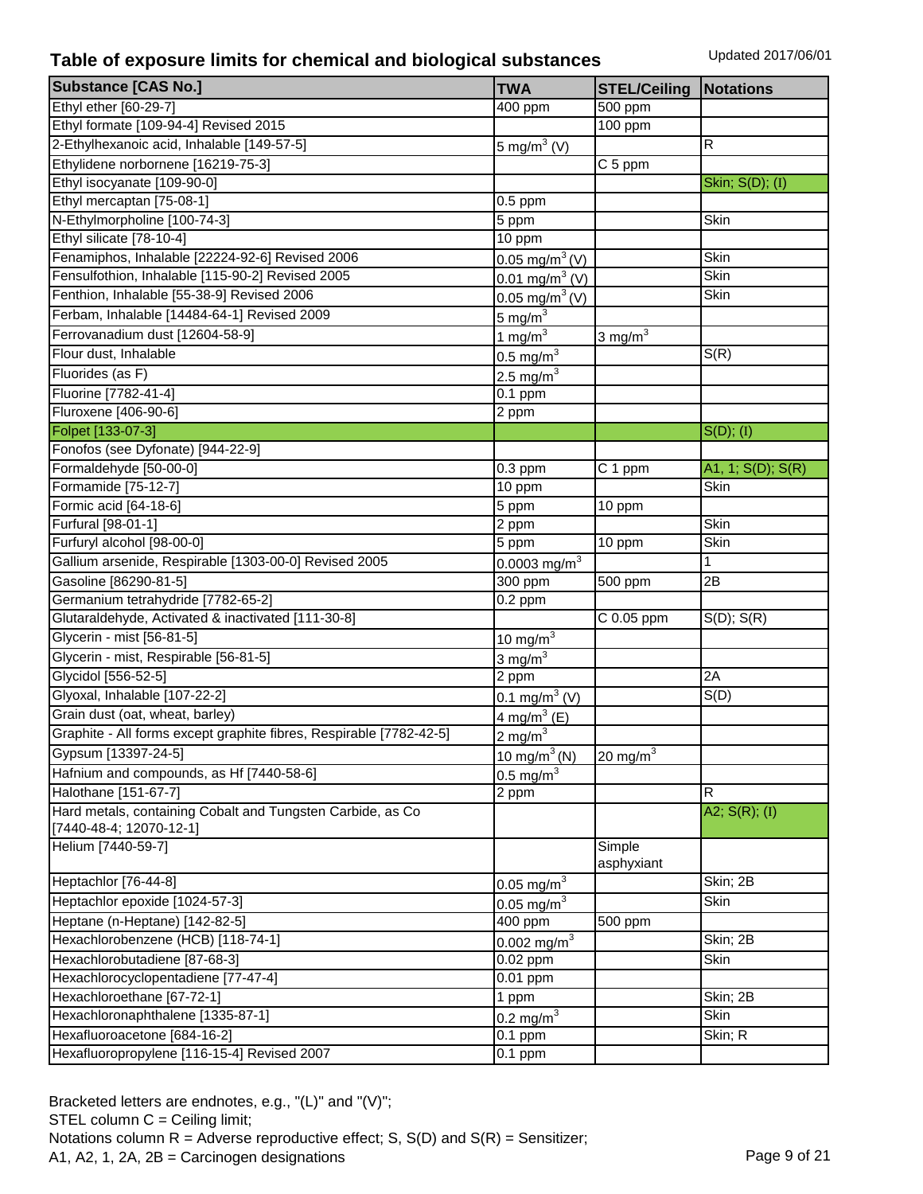# Table of exposure limits for chemical and biological substances

Updated 2017/06/01

| Substance [CAS No.] | TWA | STEL/Ceiling | Notations |
|---|---|---|---|
| Ethyl ether [60-29-7] | 400 ppm | 500 ppm | |
| Ethyl formate [109-94-4] Revised 2015 | | 100 ppm | |
| 2-Ethylhexanoic acid, Inhalable [149-57-5] | 5 $mg/m^3$ (V) | | R |
| Ethylidene norbornene [16219-75-3] | | C 5 ppm | |
| Ethyl isocyanate [109-90-0] | | | Skin; S(D); (I) |
| Ethyl mercaptan [75-08-1] | 0.5 ppm | | |
| N-Ethylmorpholine [100-74-3] | 5 ppm | | Skin |
| Ethyl silicate [78-10-4] | 10 ppm | | |
| Fenamiphos, Inhalable [22224-92-6] Revised 2006 | 0.05 $mg/m^3$ (V) | | Skin |
| Fensulfothion, Inhalable [115-90-2] Revised 2005 | 0.01 $mg/m^3$ (V) | | Skin |
| Fenthion, Inhalable [55-38-9] Revised 2006 | 0.05 $mg/m^3$ (V) | | Skin |
| Ferbam, Inhalable [14484-64-1] Revised 2009 | 5 $mg/m^3$ | | |
| Ferrovanadium dust [12604-58-9] | 1 $mg/m^3$ | 3 $mg/m^3$ | |
| Flour dust, Inhalable | 0.5 $mg/m^3$ | | S(R) |
| Fluorides (as F) | 2.5 $mg/m^3$ | | |
| Fluorine [7782-41-4] | 0.1 ppm | | |
| Fluroxene [406-90-6] | 2 ppm | | |
| Folpet [133-07-3] | | | S(D); (I) |
| Fonofos (see Dyfonate) [944-22-9] | | | |
| Formaldehyde [50-00-0] | 0.3 ppm | C 1 ppm | A1, 1; S(D); S(R) |
| Formamide [75-12-7] | 10 ppm | | Skin |
| Formic acid [64-18-6] | 5 ppm | 10 ppm | |
| Furfural [98-01-1] | 2 ppm | | Skin |
| Furfuryl alcohol [98-00-0] | 5 ppm | 10 ppm | Skin |
| Gallium arsenide, Respirable [1303-00-0] Revised 2005 | 0.0003 $mg/m^3$ | | 1 |
| Gasoline [86290-81-5] | 300 ppm | 500 ppm | 2B |
| Germanium tetrahydride [7782-65-2] | 0.2 ppm | | |
| Glutaraldehyde, Activated & inactivated [111-30-8] | | C 0.05 ppm | S(D); S(R) |
| Glycerin - mist [56-81-5] | 10 $mg/m^3$ | | |
| Glycerin - mist, Respirable [56-81-5] | 3 $mg/m^3$ | | |
| Glycidol [556-52-5] | 2 ppm | | 2A |
| Glyoxal, Inhalable [107-22-2] | 0.1 $mg/m^3$ (V) | | S(D) |
| Grain dust (oat, wheat, barley) | 4 $mg/m^3$ (E) | | |
| Graphite - All forms except graphite fibres, Respirable [7782-42-5] | 2 $mg/m^3$ | | |
| Gypsum [13397-24-5] | 10 $mg/m^3$ (N) | 20 $mg/m^3$ | |
| Hafnium and compounds, as Hf [7440-58-6] | 0.5 $mg/m^3$ | | |
| Halothane [151-67-7] | 2 ppm | | R |
| Hard metals, containing Cobalt and Tungsten Carbide, as Co [7440-48-4; 12070-12-1] | | | A2; S(R); (I) |
| Helium [7440-59-7] | | Simple asphyxiant | |
| Heptachlor [76-44-8] | 0.05 $mg/m^3$ | | Skin; 2B |
| Heptachlor epoxide [1024-57-3] | 0.05 $mg/m^3$ | | Skin |
| Heptane (n-Heptane) [142-82-5] | 400 ppm | 500 ppm | |
| Hexachlorobenzene (HCB) [118-74-1] | 0.002 $mg/m^3$ | | Skin; 2B |
| Hexachlorobutadiene [87-68-3] | 0.02 ppm | | Skin |
| Hexachlorocyclopentadiene [77-47-4] | 0.01 ppm | | |
| Hexachloroethane [67-72-1] | 1 ppm | | Skin; 2B |
| Hexachloronaphthalene [1335-87-1] | 0.2 $mg/m^3$ | | Skin |
| Hexafluoroacetone [684-16-2] | 0.1 ppm | | Skin; R |
| Hexafluoropropylene [116-15-4] Revised 2007 | 0.1 ppm | | |

Bracketed letters are endnotes, e.g., "(L)" and "(V)";
STEL column C = Ceiling limit;
Notations column R = Adverse reproductive effect; S, S(D) and S(R) = Sensitizer;
A1, A2, 1, 2A, 2B = Carcinogen designations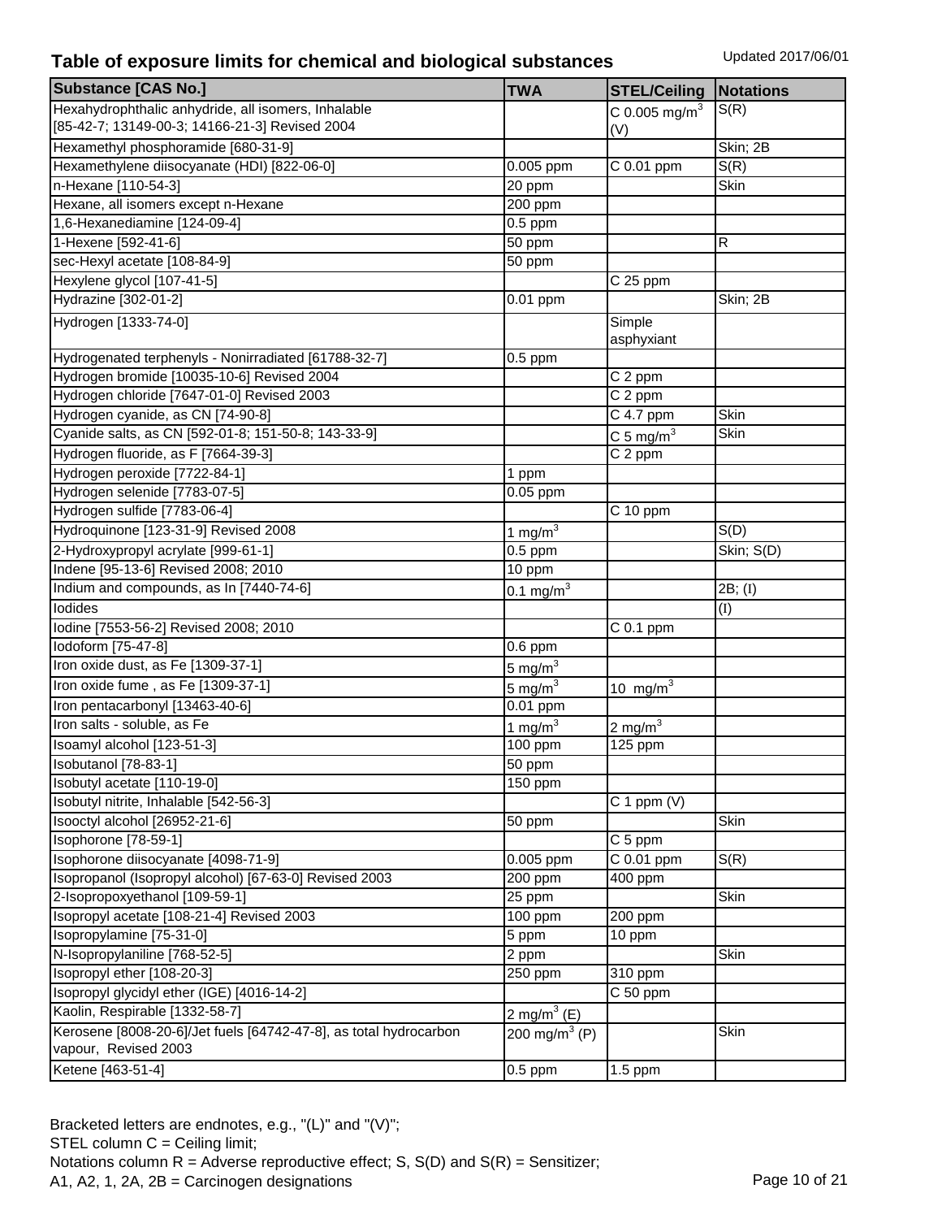## Table of exposure limits for chemical and biological substances

Updated 2017/06/01

| Substance [CAS No.] | TWA | STEL/Ceiling | Notations |
|---|---|---|---|
| Hexahydrophthalic anhydride, all isomers, Inhalable [85-42-7; 13149-00-3; 14166-21-3] Revised 2004 | | C 0.005 mg/m$^3$ (V) | S(R) |
| Hexamethyl phosphoramide [680-31-9] | | | Skin; 2B |
| Hexamethylene diisocyanate (HDI) [822-06-0] | 0.005 ppm | C 0.01 ppm | S(R) |
| n-Hexane [110-54-3] | 20 ppm | | Skin |
| Hexane, all isomers except n-Hexane | 200 ppm | | |
| 1,6-Hexanediamine [124-09-4] | 0.5 ppm | | |
| 1-Hexene [592-41-6] | 50 ppm | | R |
| sec-Hexyl acetate [108-84-9] | 50 ppm | | |
| Hexylene glycol [107-41-5] | | C 25 ppm | |
| Hydrazine [302-01-2] | 0.01 ppm | | Skin; 2B |
| Hydrogen [1333-74-0] | | Simple asphyxiant | |
| Hydrogenated terphenyls - Nonirradiated [61788-32-7] | 0.5 ppm | | |
| Hydrogen bromide [10035-10-6] Revised 2004 | | C 2 ppm | |
| Hydrogen chloride [7647-01-0] Revised 2003 | | C 2 ppm | |
| Hydrogen cyanide, as CN [74-90-8] | | C 4.7 ppm | Skin |
| Cyanide salts, as CN [592-01-8; 151-50-8; 143-33-9] | | C 5 mg/m$^3$ | Skin |
| Hydrogen fluoride, as F [7664-39-3] | | C 2 ppm | |
| Hydrogen peroxide [7722-84-1] | 1 ppm | | |
| Hydrogen selenide [7783-07-5] | 0.05 ppm | | |
| Hydrogen sulfide [7783-06-4] | | C 10 ppm | |
| Hydroquinone [123-31-9] Revised 2008 | 1 mg/m$^3$ | | S(D) |
| 2-Hydroxypropyl acrylate [999-61-1] | 0.5 ppm | | Skin; S(D) |
| Indene [95-13-6] Revised 2008; 2010 | 10 ppm | | |
| Indium and compounds, as In [7440-74-6] | 0.1 mg/m$^3$ | | 2B; (I) |
| Iodides | | | (I) |
| Iodine [7553-56-2] Revised 2008; 2010 | | C 0.1 ppm | |
| Iodoform [75-47-8] | 0.6 ppm | | |
| Iron oxide dust, as Fe [1309-37-1] | 5 mg/m$^3$ | | |
| Iron oxide fume , as Fe [1309-37-1] | 5 mg/m$^3$ | 10 mg/m$^3$ | |
| Iron pentacarbonyl [13463-40-6] | 0.01 ppm | | |
| Iron salts - soluble, as Fe | 1 mg/m$^3$ | 2 mg/m$^3$ | |
| Isoamyl alcohol [123-51-3] | 100 ppm | 125 ppm | |
| Isobutanol [78-83-1] | 50 ppm | | |
| Isobutyl acetate [110-19-0] | 150 ppm | | |
| Isobutyl nitrite, Inhalable [542-56-3] | | C 1 ppm (V) | |
| Isooctyl alcohol [26952-21-6] | 50 ppm | | Skin |
| Isophorone [78-59-1] | | C 5 ppm | |
| Isophorone diisocyanate [4098-71-9] | 0.005 ppm | C 0.01 ppm | S(R) |
| Isopropanol (Isopropyl alcohol) [67-63-0] Revised 2003 | 200 ppm | 400 ppm | |
| 2-Isopropoxyethanol [109-59-1] | 25 ppm | | Skin |
| Isopropyl acetate [108-21-4] Revised 2003 | 100 ppm | 200 ppm | |
| Isopropylamine [75-31-0] | 5 ppm | 10 ppm | |
| N-Isopropylaniline [768-52-5] | 2 ppm | | Skin |
| Isopropyl ether [108-20-3] | 250 ppm | 310 ppm | |
| Isopropyl glycidyl ether (IGE) [4016-14-2] | | C 50 ppm | |
| Kaolin, Respirable [1332-58-7] | 2 mg/m$^3$ (E) | | |
| Kerosene [8008-20-6]/Jet fuels [64742-47-8], as total hydrocarbon vapour, Revised 2003 | 200 mg/m$^3$ (P) | | Skin |
| Ketene [463-51-4] | 0.5 ppm | 1.5 ppm | |

Bracketed letters are endnotes, e.g., "(L)" and "(V)";
STEL column C = Ceiling limit;
Notations column R = Adverse reproductive effect; S, S(D) and S(R) = Sensitizer;
A1, A2, 1, 2A, 2B = Carcinogen designations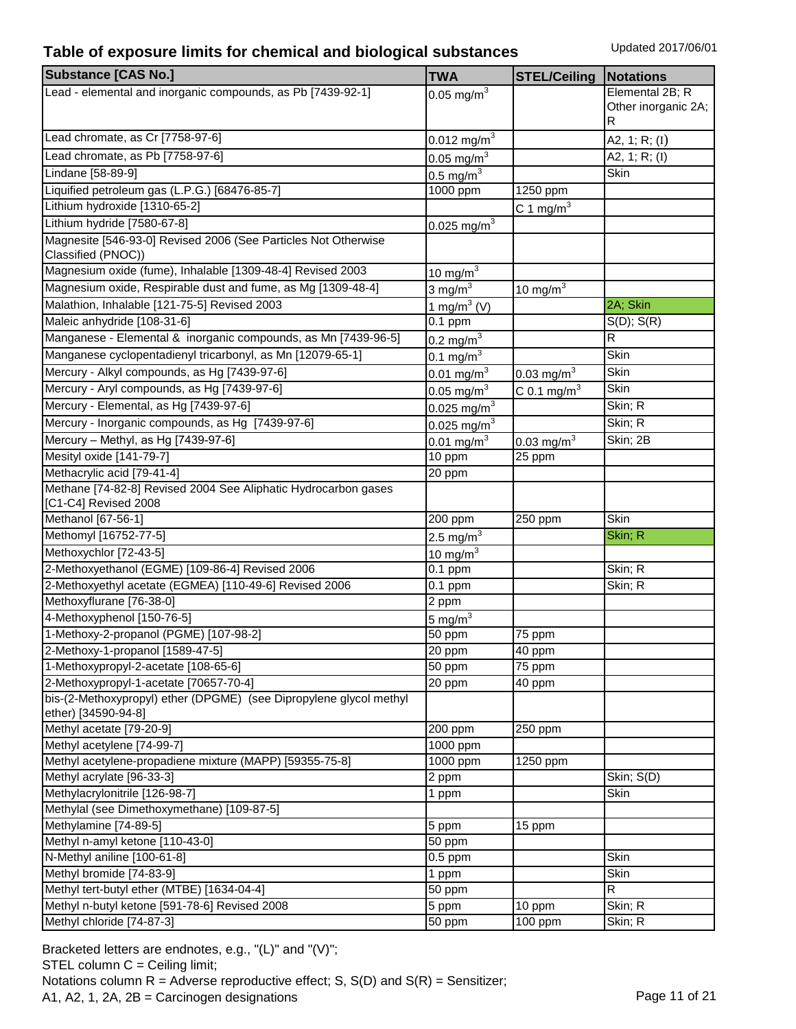## Table of exposure limits for chemical and biological substances

Updated 2017/06/01

| Substance [CAS No.] | TWA | STEL/Ceiling | Notations |
|---|---|---|---|
| Lead - elemental and inorganic compounds, as Pb [7439-92-1] | 0.05 mg/m$^3$ | | Elemental 2B; R Other inorganic 2A; R |
| Lead chromate, as Cr [7758-97-6] | 0.012 mg/m$^3$ | | A2, 1; R; (I) |
| Lead chromate, as Pb [7758-97-6] | 0.05 mg/m$^3$ | | A2, 1; R; (I) |
| Lindane [58-89-9] | 0.5 mg/m$^3$ | | Skin |
| Liquified petroleum gas (L.P.G.) [68476-85-7] | 1000 ppm | 1250 ppm | |
| Lithium hydroxide [1310-65-2] | | C 1 mg/m$^3$ | |
| Lithium hydride [7580-67-8] | 0.025 mg/m$^3$ | | |
| Magnesite [546-93-0] Revised 2006 (See Particles Not Otherwise Classified (PNOC)) | | | |
| Magnesium oxide (fume), Inhalable [1309-48-4] Revised 2003 | 10 mg/m$^3$ | | |
| Magnesium oxide, Respirable dust and fume, as Mg [1309-48-4] | 3 mg/m$^3$ | 10 mg/m$^3$ | |
| Malathion, Inhalable [121-75-5] Revised 2003 | 1 mg/m$^3$ (V) | | 2A; Skin |
| Maleic anhydride [108-31-6] | 0.1 ppm | | S(D); S(R) |
| Manganese - Elemental & inorganic compounds, as Mn [7439-96-5] | 0.2 mg/m$^3$ | | R |
| Manganese cyclopentadienyl tricarbonyl, as Mn [12079-65-1] | 0.1 mg/m$^3$ | | Skin |
| Mercury - Alkyl compounds, as Hg [7439-97-6] | 0.01 mg/m$^3$ | 0.03 mg/m$^3$ | Skin |
| Mercury - Aryl compounds, as Hg [7439-97-6] | 0.05 mg/m$^3$ | C 0.1 mg/m$^3$ | Skin |
| Mercury - Elemental, as Hg [7439-97-6] | 0.025 mg/m$^3$ | | Skin; R |
| Mercury - Inorganic compounds, as Hg [7439-97-6] | 0.025 mg/m$^3$ | | Skin; R |
| Mercury – Methyl, as Hg [7439-97-6] | 0.01 mg/m$^3$ | 0.03 mg/m$^3$ | Skin; 2B |
| Mesityl oxide [141-79-7] | 10 ppm | 25 ppm | |
| Methacrylic acid [79-41-4] | 20 ppm | | |
| Methane [74-82-8] Revised 2004 See Aliphatic Hydrocarbon gases [C1-C4] Revised 2008 | | | |
| Methanol [67-56-1] | 200 ppm | 250 ppm | Skin |
| Methomyl [16752-77-5] | 2.5 mg/m$^3$ | | Skin; R |
| Methoxychlor [72-43-5] | 10 mg/m$^3$ | | |
| 2-Methoxyethanol (EGME) [109-86-4] Revised 2006 | 0.1 ppm | | Skin; R |
| 2-Methoxyethyl acetate (EGMEA) [110-49-6] Revised 2006 | 0.1 ppm | | Skin; R |
| Methoxyflurane [76-38-0] | 2 ppm | | |
| 4-Methoxyphenol [150-76-5] | 5 mg/m$^3$ | | |
| 1-Methoxy-2-propanol (PGME) [107-98-2] | 50 ppm | 75 ppm | |
| 2-Methoxy-1-propanol [1589-47-5] | 20 ppm | 40 ppm | |
| 1-Methoxypropyl-2-acetate [108-65-6] | 50 ppm | 75 ppm | |
| 2-Methoxypropyl-1-acetate [70657-70-4] | 20 ppm | 40 ppm | |
| bis-(2-Methoxypropyl) ether (DPGME) (see Dipropylene glycol methyl ether) [34590-94-8] | | | |
| Methyl acetate [79-20-9] | 200 ppm | 250 ppm | |
| Methyl acetylene [74-99-7] | 1000 ppm | | |
| Methyl acetylene-propadiene mixture (MAPP) [59355-75-8] | 1000 ppm | 1250 ppm | |
| Methyl acrylate [96-33-3] | 2 ppm | | Skin; S(D) |
| Methylacrylonitrile [126-98-7] | 1 ppm | | Skin |
| Methylal (see Dimethoxymethane) [109-87-5] | | | |
| Methylamine [74-89-5] | 5 ppm | 15 ppm | |
| Methyl n-amyl ketone [110-43-0] | 50 ppm | | |
| N-Methyl aniline [100-61-8] | 0.5 ppm | | Skin |
| Methyl bromide [74-83-9] | 1 ppm | | Skin |
| Methyl tert-butyl ether (MTBE) [1634-04-4] | 50 ppm | | R |
| Methyl n-butyl ketone [591-78-6] Revised 2008 | 5 ppm | 10 ppm | Skin; R |
| Methyl chloride [74-87-3] | 50 ppm | 100 ppm | Skin; R |

Bracketed letters are endnotes, e.g., "(L)" and "(V)";
STEL column C = Ceiling limit;
Notations column R = Adverse reproductive effect; S, S(D) and S(R) = Sensitizer;
A1, A2, 1, 2A, 2B = Carcinogen designations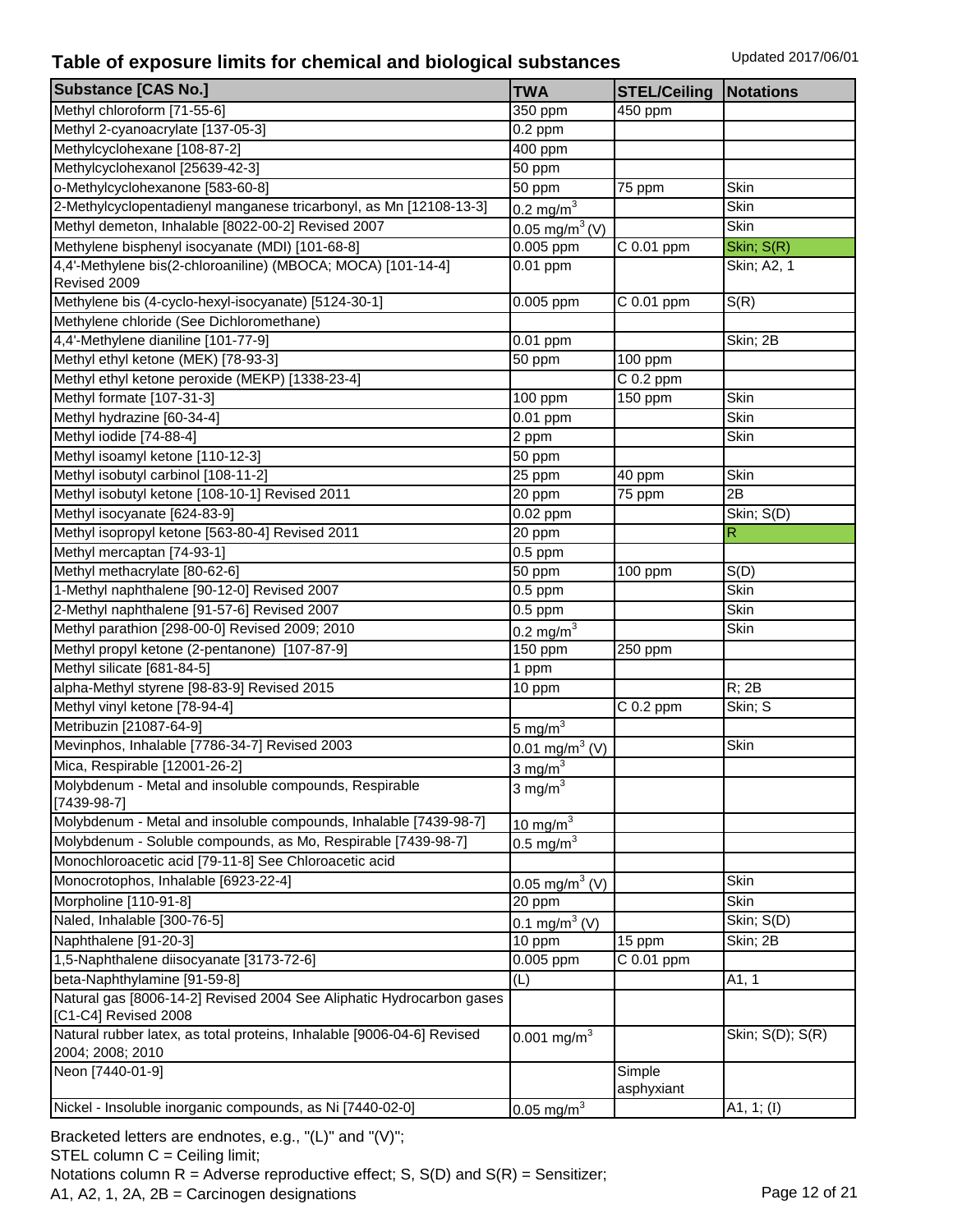## Table of exposure limits for chemical and biological substances

Updated 2017/06/01

| Substance [CAS No.] | TWA | STEL/Ceiling | Notations |
|---|---|---|---|
| Methyl chloroform [71-55-6] | 350 ppm | 450 ppm | |
| Methyl 2-cyanoacrylate [137-05-3] | 0.2 ppm | | |
| Methylcyclohexane [108-87-2] | 400 ppm | | |
| Methylcyclohexanol [25639-42-3] | 50 ppm | | |
| o-Methylcyclohexanone [583-60-8] | 50 ppm | 75 ppm | Skin |
| 2-Methylcyclopentadienyl manganese tricarbonyl, as Mn [12108-13-3] | 0.2 mg/m$^3$ | | Skin |
| Methyl demeton, Inhalable [8022-00-2] Revised 2007 | 0.05 mg/m$^3$ (V) | | Skin |
| Methylene bisphenyl isocyanate (MDI) [101-68-8] | 0.005 ppm | C 0.01 ppm | Skin; S(R) |
| 4,4'-Methylene bis(2-chloroaniline) (MBOCA; MOCA) [101-14-4] Revised 2009 | 0.01 ppm | | Skin; A2, 1 |
| Methylene bis (4-cyclo-hexyl-isocyanate) [5124-30-1] | 0.005 ppm | C 0.01 ppm | S(R) |
| Methylene chloride (See Dichloromethane) | | | |
| 4,4'-Methylene dianiline [101-77-9] | 0.01 ppm | | Skin; 2B |
| Methyl ethyl ketone (MEK) [78-93-3] | 50 ppm | 100 ppm | |
| Methyl ethyl ketone peroxide (MEKP) [1338-23-4] | | C 0.2 ppm | |
| Methyl formate [107-31-3] | 100 ppm | 150 ppm | Skin |
| Methyl hydrazine [60-34-4] | 0.01 ppm | | Skin |
| Methyl iodide [74-88-4] | 2 ppm | | Skin |
| Methyl isoamyl ketone [110-12-3] | 50 ppm | | |
| Methyl isobutyl carbinol [108-11-2] | 25 ppm | 40 ppm | Skin |
| Methyl isobutyl ketone [108-10-1] Revised 2011 | 20 ppm | 75 ppm | 2B |
| Methyl isocyanate [624-83-9] | 0.02 ppm | | Skin; S(D) |
| Methyl isopropyl ketone [563-80-4] Revised 2011 | 20 ppm | | R |
| Methyl mercaptan [74-93-1] | 0.5 ppm | | |
| Methyl methacrylate [80-62-6] | 50 ppm | 100 ppm | S(D) |
| 1-Methyl naphthalene [90-12-0] Revised 2007 | 0.5 ppm | | Skin |
| 2-Methyl naphthalene [91-57-6] Revised 2007 | 0.5 ppm | | Skin |
| Methyl parathion [298-00-0] Revised 2009; 2010 | 0.2 mg/m$^3$ | | Skin |
| Methyl propyl ketone (2-pentanone) [107-87-9] | 150 ppm | 250 ppm | |
| Methyl silicate [681-84-5] | 1 ppm | | |
| alpha-Methyl styrene [98-83-9] Revised 2015 | 10 ppm | | R; 2B |
| Methyl vinyl ketone [78-94-4] | | C 0.2 ppm | Skin; S |
| Metribuzin [21087-64-9] | 5 mg/m$^3$ | | |
| Mevinphos, Inhalable [7786-34-7] Revised 2003 | 0.01 mg/m$^3$ (V) | | Skin |
| Mica, Respirable [12001-26-2] | 3 mg/m$^3$ | | |
| Molybdenum - Metal and insoluble compounds, Respirable [7439-98-7] | 3 mg/m$^3$ | | |
| Molybdenum - Metal and insoluble compounds, Inhalable [7439-98-7] | 10 mg/m$^3$ | | |
| Molybdenum - Soluble compounds, as Mo, Respirable [7439-98-7] | 0.5 mg/m$^3$ | | |
| Monochloroacetic acid [79-11-8] See Chloroacetic acid | | | |
| Monocrotophos, Inhalable [6923-22-4] | 0.05 mg/m$^3$ (V) | | Skin |
| Morpholine [110-91-8] | 20 ppm | | Skin |
| Naled, Inhalable [300-76-5] | 0.1 mg/m$^3$ (V) | | Skin; S(D) |
| Naphthalene [91-20-3] | 10 ppm | 15 ppm | Skin; 2B |
| 1,5-Naphthalene diisocyanate [3173-72-6] | 0.005 ppm | C 0.01 ppm | |
| beta-Naphthylamine [91-59-8] | (L) | | A1, 1 |
| Natural gas [8006-14-2] Revised 2004 See Aliphatic Hydrocarbon gases [C1-C4] Revised 2008 | | | |
| Natural rubber latex, as total proteins, Inhalable [9006-04-6] Revised 2004; 2008; 2010 | 0.001 mg/m$^3$ | | Skin; S(D); S(R) |
| Neon [7440-01-9] | | Simple asphyxiant | |
| Nickel - Insoluble inorganic compounds, as Ni [7440-02-0] | 0.05 mg/m$^3$ | | A1, 1; (I) |

Bracketed letters are endnotes, e.g., "(L)" and "(V)";
STEL column C = Ceiling limit;
Notations column R = Adverse reproductive effect; S, S(D) and S(R) = Sensitizer;
A1, A2, 1, 2A, 2B = Carcinogen designations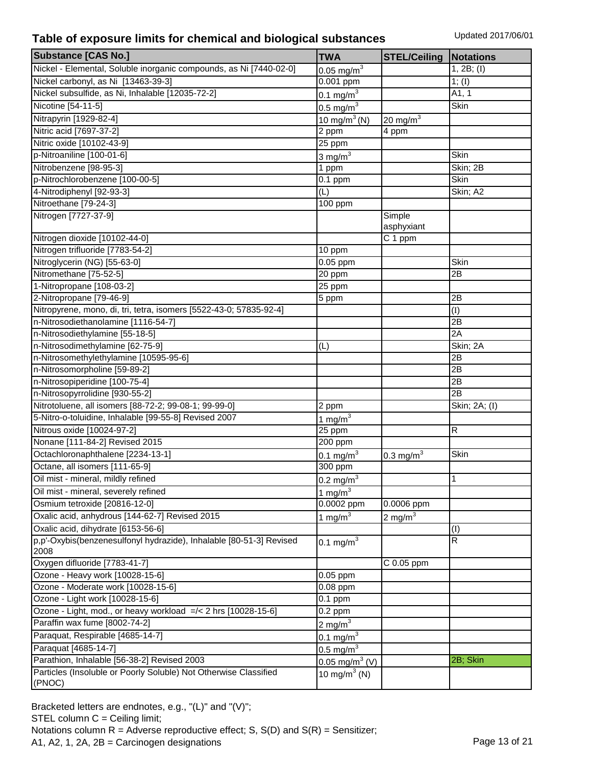## Table of exposure limits for chemical and biological substances

Updated 2017/06/01

| Substance [CAS No.] | TWA | STEL/Ceiling | Notations |
|---|---|---|---|
| Nickel - Elemental, Soluble inorganic compounds, as Ni [7440-02-0] | 0.05 mg/m$^3$ | | 1, 2B; (I) |
| Nickel carbonyl, as Ni [13463-39-3] | 0.001 ppm | | 1; (I) |
| Nickel subsulfide, as Ni, Inhalable [12035-72-2] | 0.1 mg/m$^3$ | | A1, 1 |
| Nicotine [54-11-5] | 0.5 mg/m$^3$ | | Skin |
| Nitrapyrin [1929-82-4] | 10 mg/m$^3$ (N) | 20 mg/m$^3$ | |
| Nitric acid [7697-37-2] | 2 ppm | 4 ppm | |
| Nitric oxide [10102-43-9] | 25 ppm | | |
| p-Nitroaniline [100-01-6] | 3 mg/m$^3$ | | Skin |
| Nitrobenzene [98-95-3] | 1 ppm | | Skin; 2B |
| p-Nitrochlorobenzene [100-00-5] | 0.1 ppm | | Skin |
| 4-Nitrodiphenyl [92-93-3] | (L) | | Skin; A2 |
| Nitroethane [79-24-3] | 100 ppm | | |
| Nitrogen [7727-37-9] | | Simple asphyxiant | |
| Nitrogen dioxide [10102-44-0] | | C 1 ppm | |
| Nitrogen trifluoride [7783-54-2] | 10 ppm | | |
| Nitroglycerin (NG) [55-63-0] | 0.05 ppm | | Skin |
| Nitromethane [75-52-5] | 20 ppm | | 2B |
| 1-Nitropropane [108-03-2] | 25 ppm | | |
| 2-Nitropropane [79-46-9] | 5 ppm | | 2B |
| Nitropyrene, mono, di, tri, tetra, isomers [5522-43-0; 57835-92-4] | | | (I) |
| n-Nitrosodiethanolamine [1116-54-7] | | | 2B |
| n-Nitrosodiethylamine [55-18-5] | | | 2A |
| n-Nitrosodimethylamine [62-75-9] | (L) | | Skin; 2A |
| n-Nitrosomethylethylamine [10595-95-6] | | | 2B |
| n-Nitrosomorpholine [59-89-2] | | | 2B |
| n-Nitrosopiperidine [100-75-4] | | | 2B |
| n-Nitrosopyrrolidine [930-55-2] | | | 2B |
| Nitrotoluene, all isomers [88-72-2; 99-08-1; 99-99-0] | 2 ppm | | Skin; 2A; (I) |
| 5-Nitro-o-toluidine, Inhalable [99-55-8] Revised 2007 | 1 mg/m$^3$ | | |
| Nitrous oxide [10024-97-2] | 25 ppm | | R |
| Nonane [111-84-2] Revised 2015 | 200 ppm | | |
| Octachloronaphthalene [2234-13-1] | 0.1 mg/m$^3$ | 0.3 mg/m$^3$ | Skin |
| Octane, all isomers [111-65-9] | 300 ppm | | |
| Oil mist - mineral, mildly refined | 0.2 mg/m$^3$ | | 1 |
| Oil mist - mineral, severely refined | 1 mg/m$^3$ | | |
| Osmium tetroxide [20816-12-0] | 0.0002 ppm | 0.0006 ppm | |
| Oxalic acid, anhydrous [144-62-7] Revised 2015 | 1 mg/m$^3$ | 2 mg/m$^3$ | |
| Oxalic acid, dihydrate [6153-56-6] | | | (I) |
| p,p'-Oxybis(benzenesulfonyl hydrazide), Inhalable [80-51-3] Revised 2008 | 0.1 mg/m$^3$ | | R |
| Oxygen difluoride [7783-41-7] | | C 0.05 ppm | |
| Ozone - Heavy work [10028-15-6] | 0.05 ppm | | |
| Ozone - Moderate work [10028-15-6] | 0.08 ppm | | |
| Ozone - Light work [10028-15-6] | 0.1 ppm | | |
| Ozone - Light, mod., or heavy workload =/< 2 hrs [10028-15-6] | 0.2 ppm | | |
| Paraffin wax fume [8002-74-2] | 2 mg/m$^3$ | | |
| Paraquat, Respirable [4685-14-7] | 0.1 mg/m$^3$ | | |
| Paraquat [4685-14-7] | 0.5 mg/m$^3$ | | |
| Parathion, Inhalable [56-38-2] Revised 2003 | 0.05 mg/m$^3$ (V) | | 2B; Skin |
| Particles (Insoluble or Poorly Soluble) Not Otherwise Classified (PNOC) | 10 mg/m$^3$ (N) | | |

Bracketed letters are endnotes, e.g., "(L)" and "(V)";
STEL column C = Ceiling limit;
Notations column R = Adverse reproductive effect; S, S(D) and S(R) = Sensitizer;
A1, A2, 1, 2A, 2B = Carcinogen designations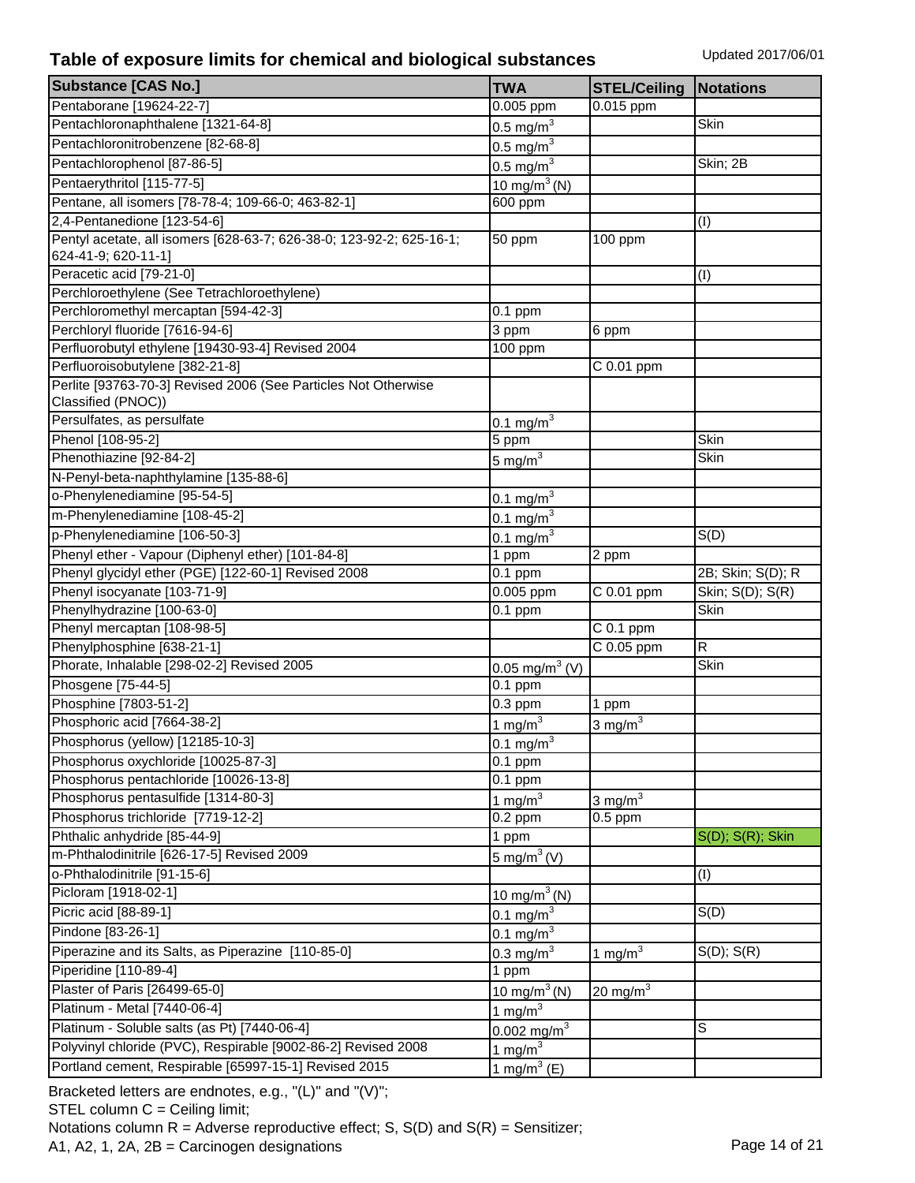## Table of exposure limits for chemical and biological substances

Updated 2017/06/01

| Substance [CAS No.] | TWA | STEL/Ceiling | Notations |
|---|---|---|---|
| Pentaborane [19624-22-7] | 0.005 ppm | 0.015 ppm | |
| Pentachloronaphthalene [1321-64-8] | 0.5 mg/m$^3$ | | Skin |
| Pentachloronitrobenzene [82-68-8] | 0.5 mg/m$^3$ | | |
| Pentachlorophenol [87-86-5] | 0.5 mg/m$^3$ | | Skin; 2B |
| Pentaerythritol [115-77-5] | 10 mg/m$^3$ (N) | | |
| Pentane, all isomers [78-78-4; 109-66-0; 463-82-1] | 600 ppm | | |
| 2,4-Pentanedione [123-54-6] | | | (I) |
| Pentyl acetate, all isomers [628-63-7; 626-38-0; 123-92-2; 625-16-1; 624-41-9; 620-11-1] | 50 ppm | 100 ppm | |
| Peracetic acid [79-21-0] | | | (I) |
| Perchloroethylene (See Tetrachloroethylene) | | | |
| Perchloromethyl mercaptan [594-42-3] | 0.1 ppm | | |
| Perchloryl fluoride [7616-94-6] | 3 ppm | 6 ppm | |
| Perfluorobutyl ethylene [19430-93-4] Revised 2004 | 100 ppm | | |
| Perfluoroisobutylene [382-21-8] | | C 0.01 ppm | |
| Perlite [93763-70-3] Revised 2006 (See Particles Not Otherwise Classified (PNOC)) | | | |
| Persulfates, as persulfate | 0.1 mg/m$^3$ | | |
| Phenol [108-95-2] | 5 ppm | | Skin |
| Phenothiazine [92-84-2] | 5 mg/m$^3$ | | Skin |
| N-Penyl-beta-naphthylamine [135-88-6] | | | |
| o-Phenylenediamine [95-54-5] | 0.1 mg/m$^3$ | | |
| m-Phenylenediamine [108-45-2] | 0.1 mg/m$^3$ | | |
| p-Phenylenediamine [106-50-3] | 0.1 mg/m$^3$ | | S(D) |
| Phenyl ether - Vapour (Diphenyl ether) [101-84-8] | 1 ppm | 2 ppm | |
| Phenyl glycidyl ether (PGE) [122-60-1] Revised 2008 | 0.1 ppm | | 2B; Skin; S(D); R |
| Phenyl isocyanate [103-71-9] | 0.005 ppm | C 0.01 ppm | Skin; S(D); S(R) |
| Phenylhydrazine [100-63-0] | 0.1 ppm | | Skin |
| Phenyl mercaptan [108-98-5] | | C 0.1 ppm | |
| Phenylphosphine [638-21-1] | | C 0.05 ppm | R |
| Phorate, Inhalable [298-02-2] Revised 2005 | 0.05 mg/m$^3$ (V) | | Skin |
| Phosgene [75-44-5] | 0.1 ppm | | |
| Phosphine [7803-51-2] | 0.3 ppm | 1 ppm | |
| Phosphoric acid [7664-38-2] | 1 mg/m$^3$ | 3 mg/m$^3$ | |
| Phosphorus (yellow) [12185-10-3] | 0.1 mg/m$^3$ | | |
| Phosphorus oxychloride [10025-87-3] | 0.1 ppm | | |
| Phosphorus pentachloride [10026-13-8] | 0.1 ppm | | |
| Phosphorus pentasulfide [1314-80-3] | 1 mg/m$^3$ | 3 mg/m$^3$ | |
| Phosphorus trichloride [7719-12-2] | 0.2 ppm | 0.5 ppm | |
| Phthalic anhydride [85-44-9] | 1 ppm | | S(D); S(R); Skin |
| m-Phthalodinitrile [626-17-5] Revised 2009 | 5 mg/m$^3$ (V) | | |
| o-Phthalodinitrile [91-15-6] | | | (I) |
| Picloram [1918-02-1] | 10 mg/m$^3$ (N) | | |
| Picric acid [88-89-1] | 0.1 mg/m$^3$ | | S(D) |
| Pindone [83-26-1] | 0.1 mg/m$^3$ | | |
| Piperazine and its Salts, as Piperazine [110-85-0] | 0.3 mg/m$^3$ | 1 mg/m$^3$ | S(D); S(R) |
| Piperidine [110-89-4] | 1 ppm | | |
| Plaster of Paris [26499-65-0] | 10 mg/m$^3$ (N) | 20 mg/m$^3$ | |
| Platinum - Metal [7440-06-4] | 1 mg/m$^3$ | | |
| Platinum - Soluble salts (as Pt) [7440-06-4] | 0.002 mg/m$^3$ | | S |
| Polyvinyl chloride (PVC), Respirable [9002-86-2] Revised 2008 | 1 mg/m$^3$ | | |
| Portland cement, Respirable [65997-15-1] Revised 2015 | 1 mg/m$^3$ (E) | | |

Bracketed letters are endnotes, e.g., "(L)" and "(V)";
STEL column C = Ceiling limit;
Notations column R = Adverse reproductive effect; S, S(D) and S(R) = Sensitizer;
A1, A2, 1, 2A, 2B = Carcinogen designations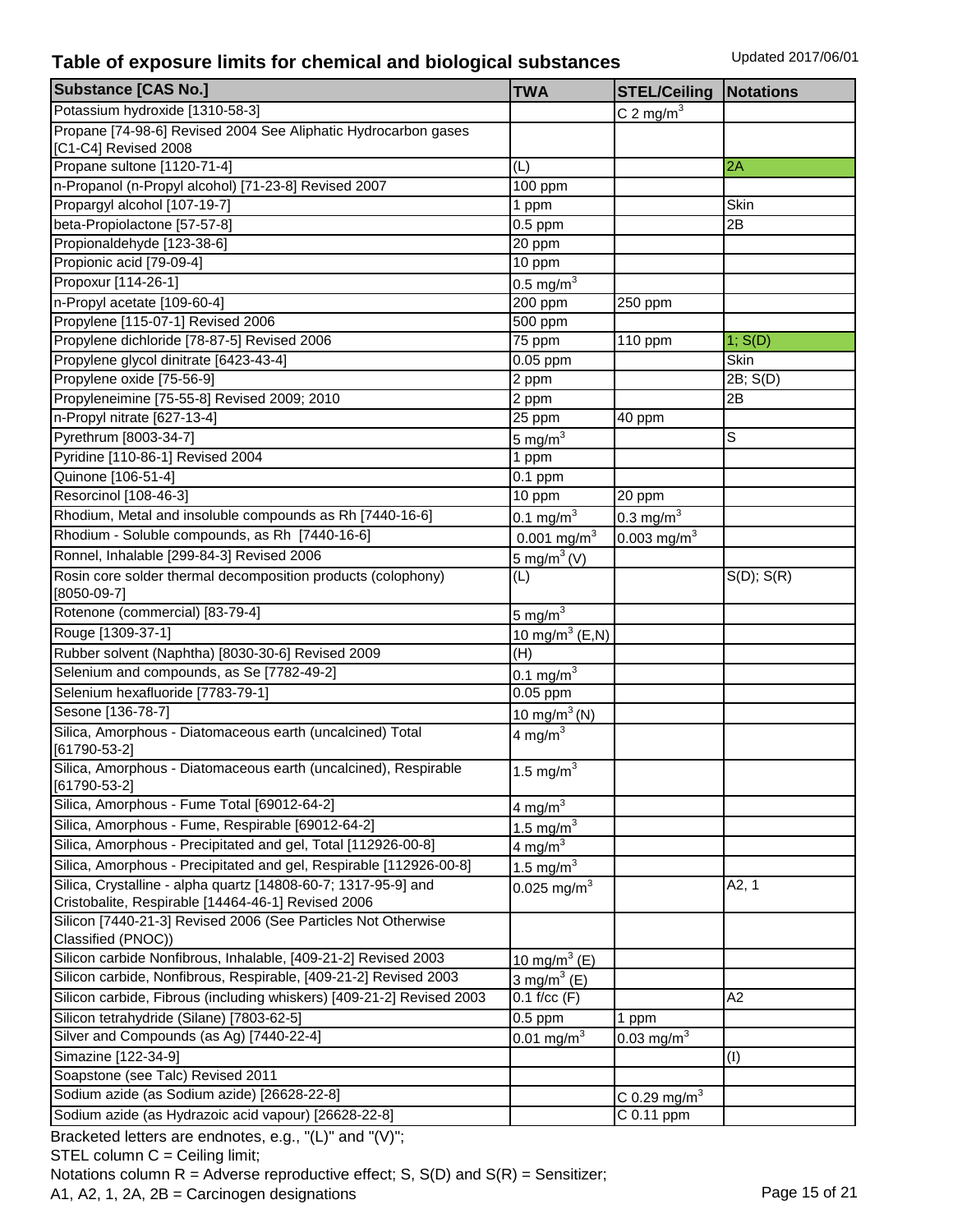# Table of exposure limits for chemical and biological substances

Updated 2017/06/01

| Substance [CAS No.] | TWA | STEL/Ceiling | Notations |
|---|---|---|---|
| Potassium hydroxide [1310-58-3] | | C 2 mg/m$^3$ | |
| Propane [74-98-6] Revised 2004 See Aliphatic Hydrocarbon gases [C1-C4] Revised 2008 | | | |
| Propane sultone [1120-71-4] | (L) | | 2A |
| n-Propanol (n-Propyl alcohol) [71-23-8] Revised 2007 | 100 ppm | | |
| Propargyl alcohol [107-19-7] | 1 ppm | | Skin |
| beta-Propiolactone [57-57-8] | 0.5 ppm | | 2B |
| Propionaldehyde [123-38-6] | 20 ppm | | |
| Propionic acid [79-09-4] | 10 ppm | | |
| Propoxur [114-26-1] | 0.5 mg/m$^3$ | | |
| n-Propyl acetate [109-60-4] | 200 ppm | 250 ppm | |
| Propylene [115-07-1] Revised 2006 | 500 ppm | | |
| Propylene dichloride [78-87-5] Revised 2006 | 75 ppm | 110 ppm | 1; S(D) |
| Propylene glycol dinitrate [6423-43-4] | 0.05 ppm | | Skin |
| Propylene oxide [75-56-9] | 2 ppm | | 2B; S(D) |
| Propyleneimine [75-55-8] Revised 2009; 2010 | 2 ppm | | 2B |
| n-Propyl nitrate [627-13-4] | 25 ppm | 40 ppm | |
| Pyrethrum [8003-34-7] | 5 mg/m$^3$ | | S |
| Pyridine [110-86-1] Revised 2004 | 1 ppm | | |
| Quinone [106-51-4] | 0.1 ppm | | |
| Resorcinol [108-46-3] | 10 ppm | 20 ppm | |
| Rhodium, Metal and insoluble compounds as Rh [7440-16-6] | 0.1 mg/m$^3$ | 0.3 mg/m$^3$ | |
| Rhodium - Soluble compounds, as Rh [7440-16-6] | 0.001 mg/m$^3$ | 0.003 mg/m$^3$ | |
| Ronnel, Inhalable [299-84-3] Revised 2006 | 5 mg/m$^3$ (V) | | |
| Rosin core solder thermal decomposition products (colophony) [8050-09-7] | (L) | | S(D); S(R) |
| Rotenone (commercial) [83-79-4] | 5 mg/m$^3$ | | |
| Rouge [1309-37-1] | 10 mg/m$^3$ (E,N) | | |
| Rubber solvent (Naphtha) [8030-30-6] Revised 2009 | (H) | | |
| Selenium and compounds, as Se [7782-49-2] | 0.1 mg/m$^3$ | | |
| Selenium hexafluoride [7783-79-1] | 0.05 ppm | | |
| Sesone [136-78-7] | 10 mg/m$^3$ (N) | | |
| Silica, Amorphous - Diatomaceous earth (uncalcined) Total [61790-53-2] | 4 mg/m$^3$ | | |
| Silica, Amorphous - Diatomaceous earth (uncalcined), Respirable [61790-53-2] | 1.5 mg/m$^3$ | | |
| Silica, Amorphous - Fume Total [69012-64-2] | 4 mg/m$^3$ | | |
| Silica, Amorphous - Fume, Respirable [69012-64-2] | 1.5 mg/m$^3$ | | |
| Silica, Amorphous - Precipitated and gel, Total [112926-00-8] | 4 mg/m$^3$ | | |
| Silica, Amorphous - Precipitated and gel, Respirable [112926-00-8] | 1.5 mg/m$^3$ | | |
| Silica, Crystalline - alpha quartz [14808-60-7; 1317-95-9] and Cristobalite, Respirable [14464-46-1] Revised 2006 | 0.025 mg/m$^3$ | | A2, 1 |
| Silicon [7440-21-3] Revised 2006 (See Particles Not Otherwise Classified (PNOC)) | | | |
| Silicon carbide Nonfibrous, Inhalable, [409-21-2] Revised 2003 | 10 mg/m$^3$ (E) | | |
| Silicon carbide, Nonfibrous, Respirable, [409-21-2] Revised 2003 | 3 mg/m$^3$ (E) | | |
| Silicon carbide, Fibrous (including whiskers) [409-21-2] Revised 2003 | 0.1 f/cc (F) | | A2 |
| Silicon tetrahydride (Silane) [7803-62-5] | 0.5 ppm | 1 ppm | |
| Silver and Compounds (as Ag) [7440-22-4] | 0.01 mg/m$^3$ | 0.03 mg/m$^3$ | |
| Simazine [122-34-9] | | | (I) |
| Soapstone (see Talc) Revised 2011 | | | |
| Sodium azide (as Sodium azide) [26628-22-8] | | C 0.29 mg/m$^3$ | |
| Sodium azide (as Hydrazoic acid vapour) [26628-22-8] | | C 0.11 ppm | |

Bracketed letters are endnotes, e.g., "(L)" and "(V)";

STEL column C = Ceiling limit;

Notations column R = Adverse reproductive effect; S, S(D) and S(R) = Sensitizer;

A1, A2, 1, 2A, 2B = Carcinogen designations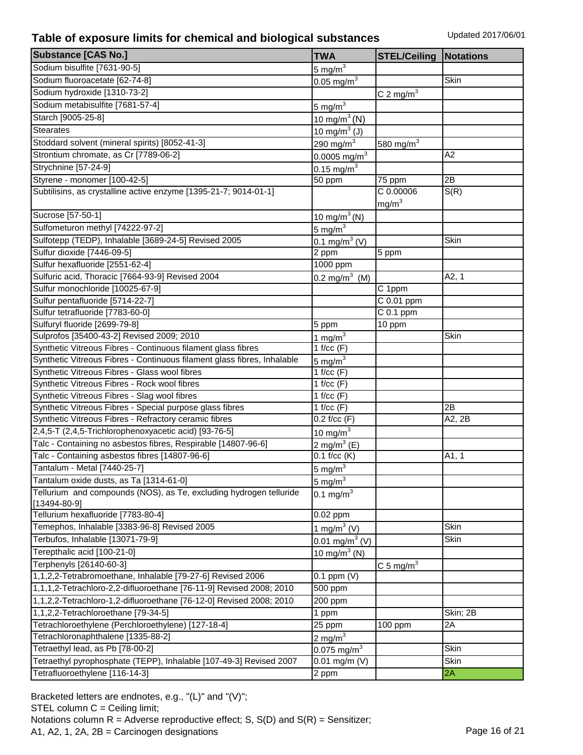## Table of exposure limits for chemical and biological substances

Updated 2017/06/01

| Substance [CAS No.] | TWA | STEL/Ceiling | Notations |
|---|---|---|---|
| Sodium bisulfite [7631-90-5] | 5 mg/m$^3$ | | |
| Sodium fluoroacetate [62-74-8] | 0.05 mg/m$^3$ | | Skin |
| Sodium hydroxide [1310-73-2] | | C 2 mg/m$^3$ | |
| Sodium metabisulfite [7681-57-4] | 5 mg/m$^3$ | | |
| Starch [9005-25-8] | 10 mg/m$^3$ (N) | | |
| Stearates | 10 mg/m$^3$ (J) | | |
| Stoddard solvent (mineral spirits) [8052-41-3] | 290 mg/m$^3$ | 580 mg/m$^3$ | |
| Strontium chromate, as Cr [7789-06-2] | 0.0005 mg/m$^3$ | | A2 |
| Strychnine [57-24-9] | 0.15 mg/m$^3$ | | |
| Styrene - monomer [100-42-5] | 50 ppm | 75 ppm | 2B |
| Subtilisins, as crystalline active enzyme [1395-21-7; 9014-01-1] | | C 0.00006 mg/m$^3$ | S(R) |
| Sucrose [57-50-1] | 10 mg/m$^3$ (N) | | |
| Sulfometuron methyl [74222-97-2] | 5 mg/m$^3$ | | |
| Sulfotepp (TEDP), Inhalable [3689-24-5] Revised 2005 | 0.1 mg/m$^3$ (V) | | Skin |
| Sulfur dioxide [7446-09-5] | 2 ppm | 5 ppm | |
| Sulfur hexafluoride [2551-62-4] | 1000 ppm | | |
| Sulfuric acid, Thoracic [7664-93-9] Revised 2004 | 0.2 mg/m$^3$ (M) | | A2, 1 |
| Sulfur monochloride [10025-67-9] | | C 1ppm | |
| Sulfur pentafluoride [5714-22-7] | | C 0.01 ppm | |
| Sulfur tetrafluoride [7783-60-0] | | C 0.1 ppm | |
| Sulfuryl fluoride [2699-79-8] | 5 ppm | 10 ppm | |
| Sulprofos [35400-43-2] Revised 2009; 2010 | 1 mg/m$^3$ | | Skin |
| Synthetic Vitreous Fibres - Continuous filament glass fibres | 1 f/cc (F) | | |
| Synthetic Vitreous Fibres - Continuous filament glass fibres, Inhalable | 5 mg/m$^3$ | | |
| Synthetic Vitreous Fibres - Glass wool fibres | 1 f/cc (F) | | |
| Synthetic Vitreous Fibres - Rock wool fibres | 1 f/cc (F) | | |
| Synthetic Vitreous Fibres - Slag wool fibres | 1 f/cc (F) | | |
| Synthetic Vitreous Fibres - Special purpose glass fibres | 1 f/cc (F) | | 2B |
| Synthetic Vitreous Fibres - Refractory ceramic fibres | 0.2 f/cc (F) | | A2, 2B |
| 2,4,5-T (2,4,5-Trichlorophenoxyacetic acid) [93-76-5] | 10 mg/m$^3$ | | |
| Talc - Containing no asbestos fibres, Respirable [14807-96-6] | 2 mg/m$^3$ (E) | | |
| Talc - Containing asbestos fibres [14807-96-6] | 0.1 f/cc (K) | | A1, 1 |
| Tantalum - Metal [7440-25-7] | 5 mg/m$^3$ | | |
| Tantalum oxide dusts, as Ta [1314-61-0] | 5 mg/m$^3$ | | |
| Tellurium and compounds (NOS), as Te, excluding hydrogen telluride [13494-80-9] | 0.1 mg/m$^3$ | | |
| Tellurium hexafluoride [7783-80-4] | 0.02 ppm | | |
| Temephos, Inhalable [3383-96-8] Revised 2005 | 1 mg/m$^3$ (V) | | Skin |
| Terbufos, Inhalable [13071-79-9] | 0.01 mg/m$^3$ (V) | | Skin |
| Terepthalic acid [100-21-0] | 10 mg/m$^3$ (N) | | |
| Terphenyls [26140-60-3] | | C 5 mg/m$^3$ | |
| 1,1,2,2-Tetrabromoethane, Inhalable [79-27-6] Revised 2006 | 0.1 ppm (V) | | |
| 1,1,1,2-Tetrachloro-2,2-difluoroethane [76-11-9] Revised 2008; 2010 | 500 ppm | | |
| 1,1,2,2-Tetrachloro-1,2-difluoroethane [76-12-0] Revised 2008; 2010 | 200 ppm | | |
| 1,1,2,2-Tetrachloroethane [79-34-5] | 1 ppm | | Skin; 2B |
| Tetrachloroethylene (Perchloroethylene) [127-18-4] | 25 ppm | 100 ppm | 2A |
| Tetrachloronaphthalene [1335-88-2] | 2 mg/m$^3$ | | |
| Tetraethyl lead, as Pb [78-00-2] | 0.075 mg/m$^3$ | | Skin |
| Tetraethyl pyrophosphate (TEPP), Inhalable [107-49-3] Revised 2007 | 0.01 mg/m (V) | | Skin |
| Tetrafluoroethylene [116-14-3] | 2 ppm | | 2A |

Bracketed letters are endnotes, e.g., "(L)" and "(V)";
STEL column C = Ceiling limit;
Notations column R = Adverse reproductive effect; S, S(D) and S(R) = Sensitizer;
A1, A2, 1, 2A, 2B = Carcinogen designations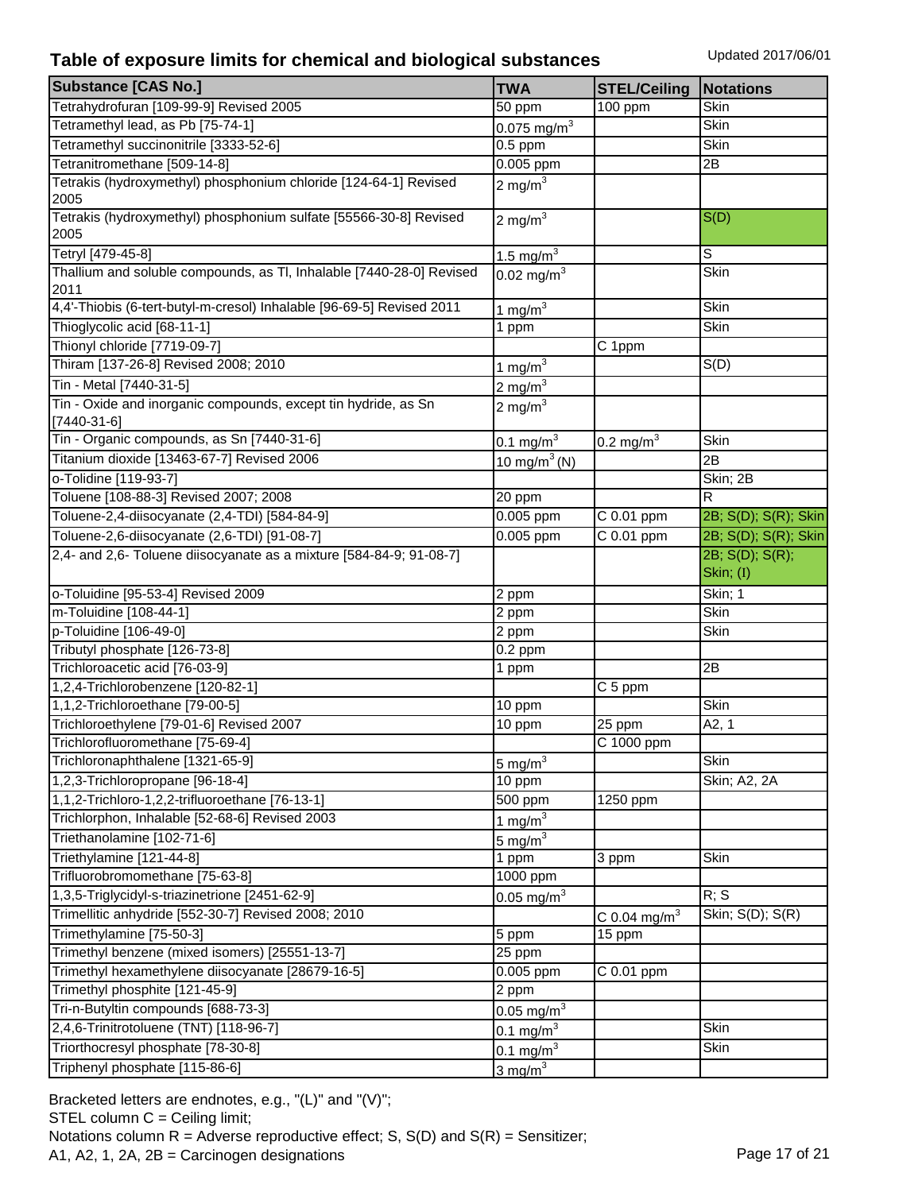## Table of exposure limits for chemical and biological substances

Updated 2017/06/01

| Substance [CAS No.] | TWA | STEL/Ceiling | Notations |
|---|---|---|---|
| Tetrahydrofuran [109-99-9] Revised 2005 | 50 ppm | 100 ppm | Skin |
| Tetramethyl lead, as Pb [75-74-1] | 0.075 mg/m$^3$ | | Skin |
| Tetramethyl succinonitrile [3333-52-6] | 0.5 ppm | | Skin |
| Tetranitromethane [509-14-8] | 0.005 ppm | | 2B |
| Tetrakis (hydroxymethyl) phosphonium chloride [124-64-1] Revised 2005 | 2 mg/m$^3$ | | |
| Tetrakis (hydroxymethyl) phosphonium sulfate [55566-30-8] Revised 2005 | 2 mg/m$^3$ | | S(D) |
| Tetryl [479-45-8] | 1.5 mg/m$^3$ | | S |
| Thallium and soluble compounds, as Tl, Inhalable [7440-28-0] Revised 2011 | 0.02 mg/m$^3$ | | Skin |
| 4,4'-Thiobis (6-tert-butyl-m-cresol) Inhalable [96-69-5] Revised 2011 | 1 mg/m$^3$ | | Skin |
| Thioglycolic acid [68-11-1] | 1 ppm | | Skin |
| Thionyl chloride [7719-09-7] | | C 1ppm | |
| Thiram [137-26-8] Revised 2008; 2010 | 1 mg/m$^3$ | | S(D) |
| Tin - Metal [7440-31-5] | 2 mg/m$^3$ | | |
| Tin - Oxide and inorganic compounds, except tin hydride, as Sn [7440-31-6] | 2 mg/m$^3$ | | |
| Tin - Organic compounds, as Sn [7440-31-6] | 0.1 mg/m$^3$ | 0.2 mg/m$^3$ | Skin |
| Titanium dioxide [13463-67-7] Revised 2006 | 10 mg/m$^3$ (N) | | 2B |
| o-Tolidine [119-93-7] | | | Skin; 2B |
| Toluene [108-88-3] Revised 2007; 2008 | 20 ppm | | R |
| Toluene-2,4-diisocyanate (2,4-TDI) [584-84-9] | 0.005 ppm | C 0.01 ppm | 2B; S(D); S(R); Skin |
| Toluene-2,6-diisocyanate (2,6-TDI) [91-08-7] | 0.005 ppm | C 0.01 ppm | 2B; S(D); S(R); Skin |
| 2,4- and 2,6- Toluene diisocyanate as a mixture [584-84-9; 91-08-7] | | | 2B; S(D); S(R); Skin; (I) |
| o-Toluidine [95-53-4] Revised 2009 | 2 ppm | | Skin; 1 |
| m-Toluidine [108-44-1] | 2 ppm | | Skin |
| p-Toluidine [106-49-0] | 2 ppm | | Skin |
| Tributyl phosphate [126-73-8] | 0.2 ppm | | |
| Trichloroacetic acid [76-03-9] | 1 ppm | | 2B |
| 1,2,4-Trichlorobenzene [120-82-1] | | C 5 ppm | |
| 1,1,2-Trichloroethane [79-00-5] | 10 ppm | | Skin |
| Trichloroethylene [79-01-6] Revised 2007 | 10 ppm | 25 ppm | A2, 1 |
| Trichlorofluoromethane [75-69-4] | | C 1000 ppm | |
| Trichloronaphthalene [1321-65-9] | 5 mg/m$^3$ | | Skin |
| 1,2,3-Trichloropropane [96-18-4] | 10 ppm | | Skin; A2, 2A |
| 1,1,2-Trichloro-1,2,2-trifluoroethane [76-13-1] | 500 ppm | 1250 ppm | |
| Trichlorphon, Inhalable [52-68-6] Revised 2003 | 1 mg/m$^3$ | | |
| Triethanolamine [102-71-6] | 5 mg/m$^3$ | | |
| Triethylamine [121-44-8] | 1 ppm | 3 ppm | Skin |
| Trifluorobromomethane [75-63-8] | 1000 ppm | | |
| 1,3,5-Triglycidyl-s-triazinetrione [2451-62-9] | 0.05 mg/m$^3$ | | R; S |
| Trimellitic anhydride [552-30-7] Revised 2008; 2010 | | C 0.04 mg/m$^3$ | Skin; S(D); S(R) |
| Trimethylamine [75-50-3] | 5 ppm | 15 ppm | |
| Trimethyl benzene (mixed isomers) [25551-13-7] | 25 ppm | | |
| Trimethyl hexamethylene diisocyanate [28679-16-5] | 0.005 ppm | C 0.01 ppm | |
| Trimethyl phosphite [121-45-9] | 2 ppm | | |
| Tri-n-Butyltin compounds [688-73-3] | 0.05 mg/m$^3$ | | |
| 2,4,6-Trinitrotoluene (TNT) [118-96-7] | 0.1 mg/m$^3$ | | Skin |
| Triorthocresyl phosphate [78-30-8] | 0.1 mg/m$^3$ | | Skin |
| Triphenyl phosphate [115-86-6] | 3 mg/m$^3$ | | |

Bracketed letters are endnotes, e.g., "(L)" and "(V)";
STEL column C = Ceiling limit;
Notations column R = Adverse reproductive effect; S, S(D) and S(R) = Sensitizer;
A1, A2, 1, 2A, 2B = Carcinogen designations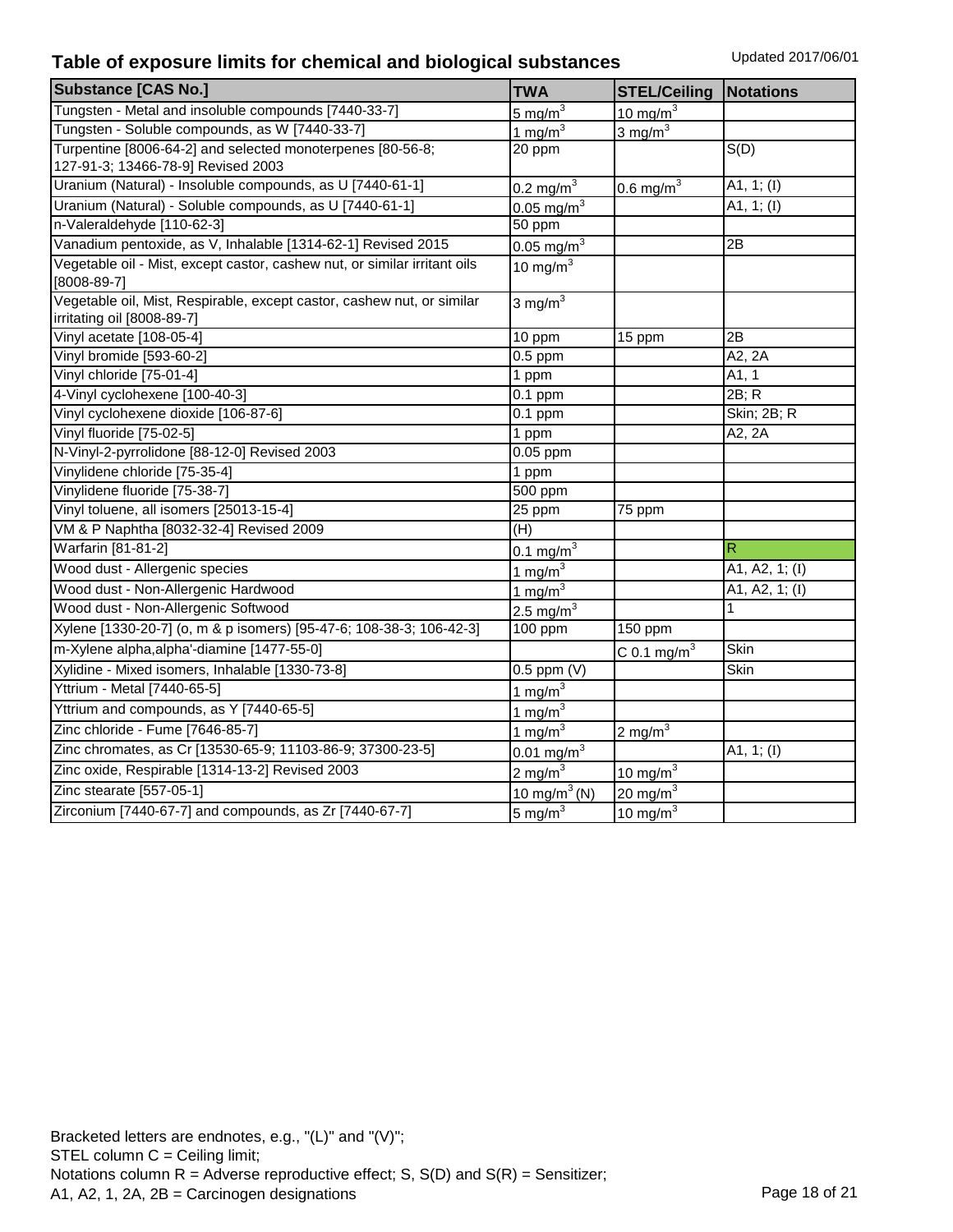# Table of exposure limits for chemical and biological substances

Updated 2017/06/01

| Substance [CAS No.] | TWA | STEL/Ceiling | Notations |
|---|---|---|---|
| Tungsten - Metal and insoluble compounds [7440-33-7] | 5 mg/m$^3$ | 10 mg/m$^3$ | |
| Tungsten - Soluble compounds, as W [7440-33-7] | 1 mg/m$^3$ | 3 mg/m$^3$ | |
| Turpentine [8006-64-2] and selected monoterpenes [80-56-8; 127-91-3; 13466-78-9] Revised 2003 | 20 ppm | | S(D) |
| Uranium (Natural) - Insoluble compounds, as U [7440-61-1] | 0.2 mg/m$^3$ | 0.6 mg/m$^3$ | A1, 1; (I) |
| Uranium (Natural) - Soluble compounds, as U [7440-61-1] | 0.05 mg/m$^3$ | | A1, 1; (I) |
| n-Valeraldehyde [110-62-3] | 50 ppm | | |
| Vanadium pentoxide, as V, Inhalable [1314-62-1] Revised 2015 | 0.05 mg/m$^3$ | | 2B |
| Vegetable oil - Mist, except castor, cashew nut, or similar irritant oils [8008-89-7] | 10 mg/m$^3$ | | |
| Vegetable oil, Mist, Respirable, except castor, cashew nut, or similar irritating oil [8008-89-7] | 3 mg/m$^3$ | | |
| Vinyl acetate [108-05-4] | 10 ppm | 15 ppm | 2B |
| Vinyl bromide [593-60-2] | 0.5 ppm | | A2, 2A |
| Vinyl chloride [75-01-4] | 1 ppm | | A1, 1 |
| 4-Vinyl cyclohexene [100-40-3] | 0.1 ppm | | 2B; R |
| Vinyl cyclohexene dioxide [106-87-6] | 0.1 ppm | | Skin; 2B; R |
| Vinyl fluoride [75-02-5] | 1 ppm | | A2, 2A |
| N-Vinyl-2-pyrrolidone [88-12-0] Revised 2003 | 0.05 ppm | | |
| Vinylidene chloride [75-35-4] | 1 ppm | | |
| Vinylidene fluoride [75-38-7] | 500 ppm | | |
| Vinyl toluene, all isomers [25013-15-4] | 25 ppm | 75 ppm | |
| VM & P Naphtha [8032-32-4] Revised 2009 | (H) | | |
| Warfarin [81-81-2] | 0.1 mg/m$^3$ | | R |
| Wood dust - Allergenic species | 1 mg/m$^3$ | | A1, A2, 1; (I) |
| Wood dust - Non-Allergenic Hardwood | 1 mg/m$^3$ | | A1, A2, 1; (I) |
| Wood dust - Non-Allergenic Softwood | 2.5 mg/m$^3$ | | 1 |
| Xylene [1330-20-7] (o, m & p isomers) [95-47-6; 108-38-3; 106-42-3] | 100 ppm | 150 ppm | |
| m-Xylene alpha,alpha'-diamine [1477-55-0] | | C 0.1 mg/m$^3$ | Skin |
| Xylidine - Mixed isomers, Inhalable [1330-73-8] | 0.5 ppm (V) | | Skin |
| Yttrium - Metal [7440-65-5] | 1 mg/m$^3$ | | |
| Yttrium and compounds, as Y [7440-65-5] | 1 mg/m$^3$ | | |
| Zinc chloride - Fume [7646-85-7] | 1 mg/m$^3$ | 2 mg/m$^3$ | |
| Zinc chromates, as Cr [13530-65-9; 11103-86-9; 37300-23-5] | 0.01 mg/m$^3$ | | A1, 1; (I) |
| Zinc oxide, Respirable [1314-13-2] Revised 2003 | 2 mg/m$^3$ | 10 mg/m$^3$ | |
| Zinc stearate [557-05-1] | 10 mg/m$^3$ (N) | 20 mg/m$^3$ | |
| Zirconium [7440-67-7] and compounds, as Zr [7440-67-7] | 5 mg/m$^3$ | 10 mg/m$^3$ | |

Bracketed letters are endnotes, e.g., "(L)" and "(V)";
STEL column C = Ceiling limit;
Notations column R = Adverse reproductive effect; S, S(D) and S(R) = Sensitizer;
A1, A2, 1, 2A, 2B = Carcinogen designations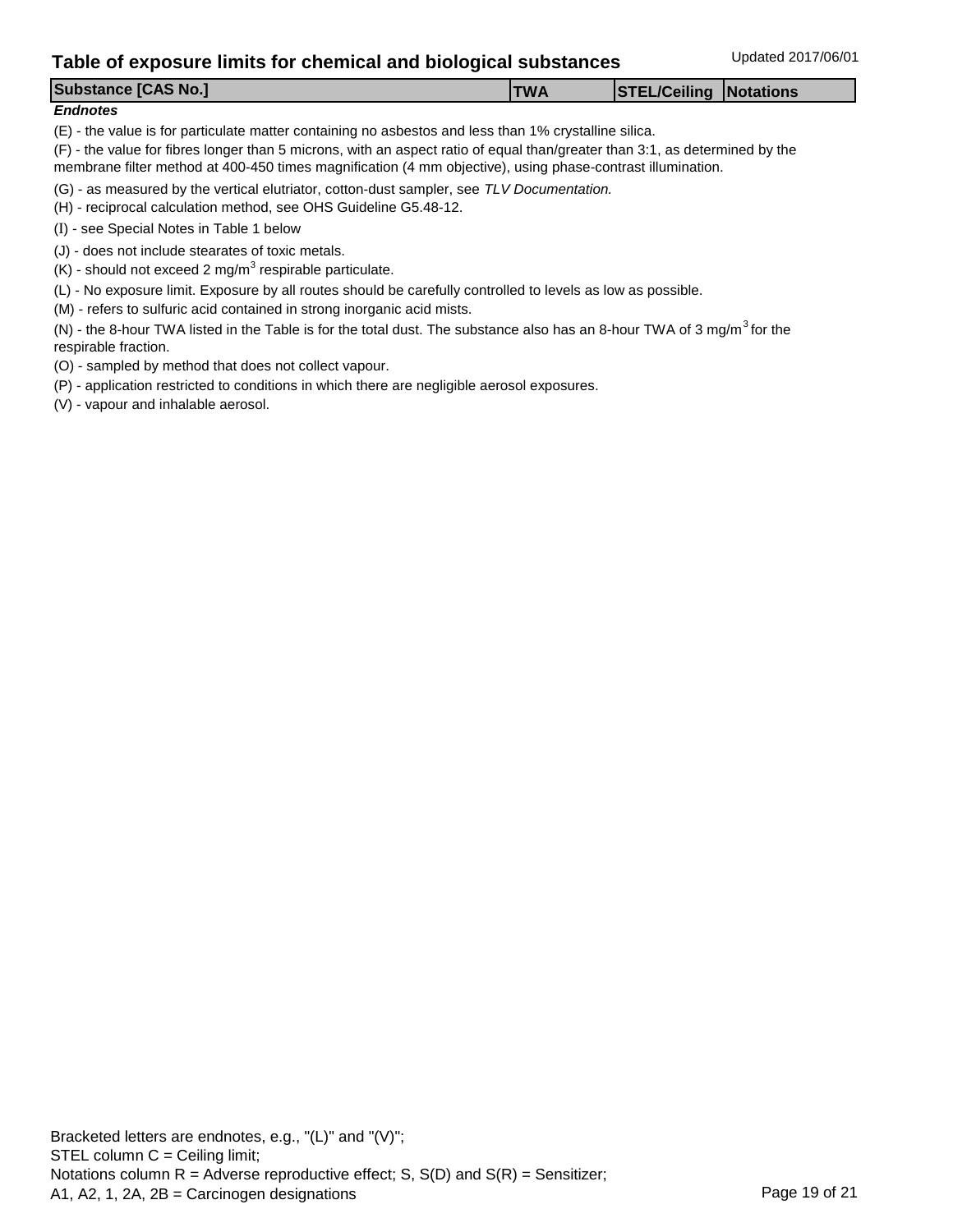## Table of exposure limits for chemical and biological substances

Updated 2017/06/01

| Substance [CAS No.] | TWA | STEL/Ceiling | Notations |
| --- | --- | --- | --- |

***Endnotes***

(E) - the value is for particulate matter containing no asbestos and less than 1% crystalline silica.

(F) - the value for fibres longer than 5 microns, with an aspect ratio of equal than/greater than 3:1, as determined by the membrane filter method at 400-450 times magnification (4 mm objective), using phase-contrast illumination.

(G) - as measured by the vertical elutriator, cotton-dust sampler, see *TLV Documentation.*

(H) - reciprocal calculation method, see OHS Guideline G5.48-12.

(I) - see Special Notes in Table 1 below

(J) - does not include stearates of toxic metals.

(K) - should not exceed 2 $mg/m^3$ respirable particulate.

(L) - No exposure limit. Exposure by all routes should be carefully controlled to levels as low as possible.

(M) - refers to sulfuric acid contained in strong inorganic acid mists.

(N) - the 8-hour TWA listed in the Table is for the total dust. The substance also has an 8-hour TWA of 3 $mg/m^3$ for the respirable fraction.

(O) - sampled by method that does not collect vapour.

(P) - application restricted to conditions in which there are negligible aerosol exposures.

(V) - vapour and inhalable aerosol.

Bracketed letters are endnotes, e.g., "(L)" and "(V)";
STEL column C = Ceiling limit;
Notations column R = Adverse reproductive effect; S, S(D) and S(R) = Sensitizer;
A1, A2, 1, 2A, 2B = Carcinogen designations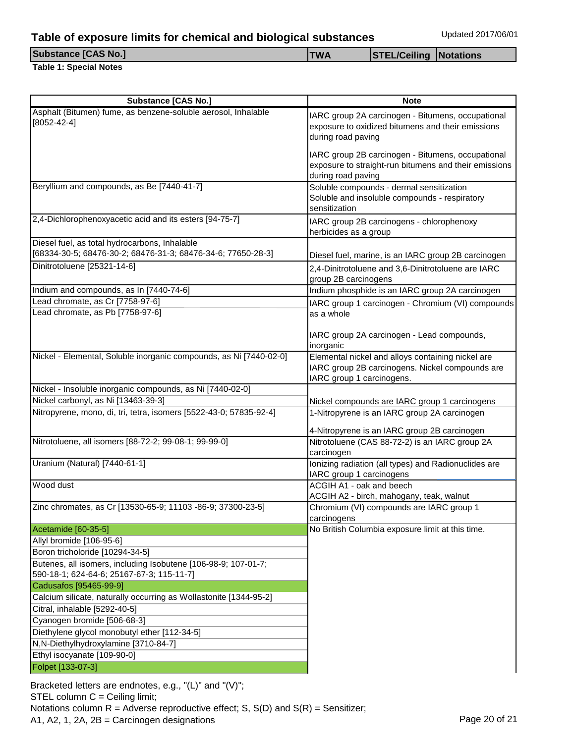# Table of exposure limits for chemical and biological substances

Updated 2017/06/01

| Substance [CAS No.] | TWA | STEL/Ceiling | Notations |
|---|---|---|---|

**Table 1: Special Notes**

| Substance [CAS No.] | Note |
|---|---|
| Asphalt (Bitumen) fume, as benzene-soluble aerosol, Inhalable [8052-42-4] | IARC group 2A carcinogen - Bitumens, occupational exposure to oxidized bitumens and their emissions during road paving<br><br>IARC group 2B carcinogen - Bitumens, occupational exposure to straight-run bitumens and their emissions during road paving |
| Beryllium and compounds, as Be [7440-41-7] | Soluble compounds - dermal sensitization<br>Soluble and insoluble compounds - respiratory sensitization |
| 2,4-Dichlorophenoxyacetic acid and its esters [94-75-7] | IARC group 2B carcinogens - chlorophenoxy herbicides as a group |
| Diesel fuel, as total hydrocarbons, Inhalable [68334-30-5; 68476-30-2; 68476-31-3; 68476-34-6; 77650-28-3] | Diesel fuel, marine, is an IARC group 2B carcinogen |
| Dinitrotoluene [25321-14-6] | 2,4-Dinitrotoluene and 3,6-Dinitrotoluene are IARC group 2B carcinogens |
| Indium and compounds, as In [7440-74-6] | Indium phosphide is an IARC group 2A carcinogen |
| Lead chromate, as Cr [7758-97-6]<br>Lead chromate, as Pb [7758-97-6] | IARC group 1 carcinogen - Chromium (VI) compounds as a whole<br><br>IARC group 2A carcinogen - Lead compounds, inorganic |
| Nickel - Elemental, Soluble inorganic compounds, as Ni [7440-02-0] | Elemental nickel and alloys containing nickel are IARC group 2B carcinogens. Nickel compounds are IARC group 1 carcinogens. |
| Nickel - Insoluble inorganic compounds, as Ni [7440-02-0]<br>Nickel carbonyl, as Ni [13463-39-3] | Nickel compounds are IARC group 1 carcinogens |
| Nitropyrene, mono, di, tri, tetra, isomers [5522-43-0; 57835-92-4] | 1-Nitropyrene is an IARC group 2A carcinogen<br><br>4-Nitropyrene is an IARC group 2B carcinogen |
| Nitrotoluene, all isomers [88-72-2; 99-08-1; 99-99-0] | Nitrotoluene (CAS 88-72-2) is an IARC group 2A carcinogen |
| Uranium (Natural) [7440-61-1] | Ionizing radiation (all types) and Radionuclides are IARC group 1 carcinogens |
| Wood dust | ACGIH A1 - oak and beech<br>ACGIH A2 - birch, mahogany, teak, walnut |
| Zinc chromates, as Cr [13530-65-9; 11103 -86-9; 37300-23-5] | Chromium (VI) compounds are IARC group 1 carcinogens |
| Acetamide [60-35-5] | No British Columbia exposure limit at this time. |
| Allyl bromide [106-95-6] | |
| Boron tricholoride [10294-34-5] | |
| Butenes, all isomers, including Isobutene [106-98-9; 107-01-7; 590-18-1; 624-64-6; 25167-67-3; 115-11-7] | |
| Cadusafos [95465-99-9] | |
| Calcium silicate, naturally occurring as Wollastonite [1344-95-2] | |
| Citral, inhalable [5292-40-5] | |
| Cyanogen bromide [506-68-3] | |
| Diethylene glycol monobutyl ether [112-34-5] | |
| N,N-Diethylhydroxylamine [3710-84-7] | |
| Ethyl isocyanate [109-90-0] | |
| Folpet [133-07-3] | |

Bracketed letters are endnotes, e.g., "(L)" and "(V)";
STEL column C = Ceiling limit;
Notations column R = Adverse reproductive effect; S, S(D) and S(R) = Sensitizer;
A1, A2, 1, 2A, 2B = Carcinogen designations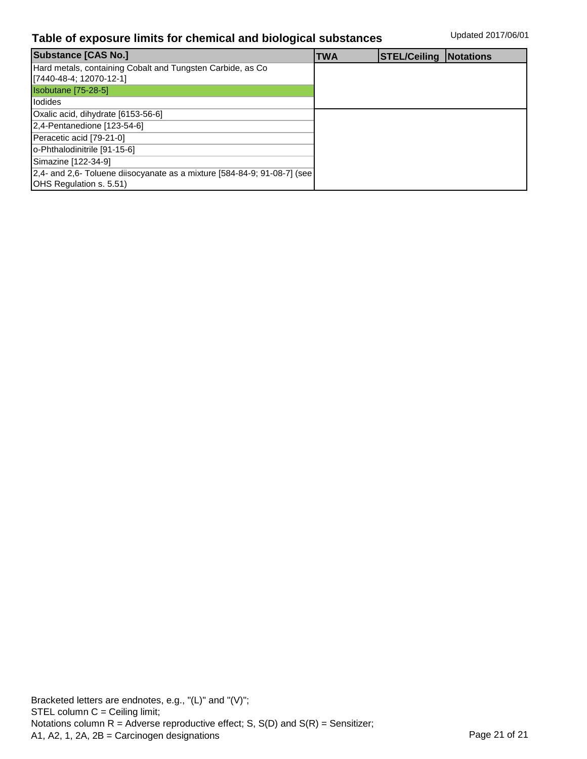## Table of exposure limits for chemical and biological substances

Updated 2017/06/01

| Substance [CAS No.] | TWA | STEL/Ceiling | Notations |
|---|---|---|---|
| Hard metals, containing Cobalt and Tungsten Carbide, as Co [7440-48-4; 12070-12-1] | | | |
| Isobutane [75-28-5] | | | |
| Iodides | | | |
| Oxalic acid, dihydrate [6153-56-6] | | | |
| 2,4-Pentanedione [123-54-6] | | | |
| Peracetic acid [79-21-0] | | | |
| o-Phthalodinitrile [91-15-6] | | | |
| Simazine [122-34-9] | | | |
| 2,4- and 2,6- Toluene diisocyanate as a mixture [584-84-9; 91-08-7] (see OHS Regulation s. 5.51) | | | |

Bracketed letters are endnotes, e.g., "(L)" and "(V)";
STEL column C = Ceiling limit;
Notations column R = Adverse reproductive effect; S, S(D) and S(R) = Sensitizer;
A1, A2, 1, 2A, 2B = Carcinogen designations